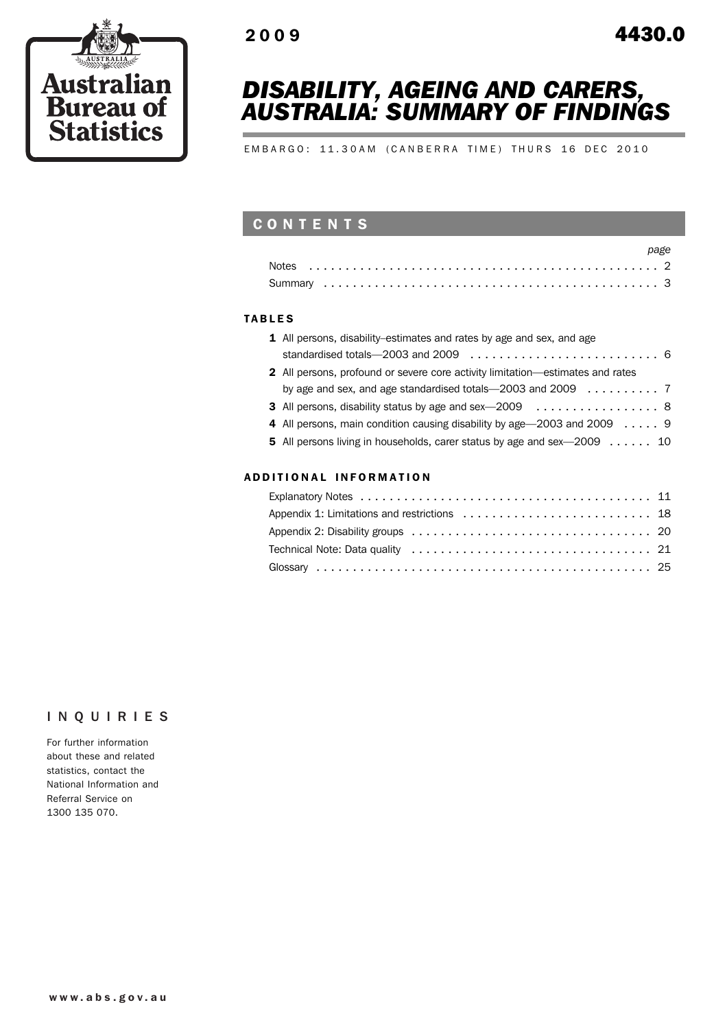Australian Bureau of Statistics

**2009** **4430.0**

# *DISABILITY, AGEING AND CARERS, AUSTRALIA: SUMMARY OF FINDINGS*

EMBARGO: 11.30AM (CANBERRA TIME) THURS 16 DEC 2010

## CONTENTS

| | *page* |
|---|---|
| Notes | 2 |
| Summary | 3 |

### TABLES

| | |
|---|---|
| **1** All persons, disability–estimates and rates by age and sex, and age standardised totals—2003 and 2009 | 6 |
| **2** All persons, profound or severe core activity limitation—estimates and rates by age and sex, and age standardised totals—2003 and 2009 | 7 |
| **3** All persons, disability status by age and sex—2009 | 8 |
| **4** All persons, main condition causing disability by age—2003 and 2009 | 9 |
| **5** All persons living in households, carer status by age and sex—2009 | 10 |

### ADDITIONAL INFORMATION

| | |
|---|---|
| Explanatory Notes | 11 |
| Appendix 1: Limitations and restrictions | 18 |
| Appendix 2: Disability groups | 20 |
| Technical Note: Data quality | 21 |
| Glossary | 25 |

## INQUIRIES

For further information about these and related statistics, contact the National Information and Referral Service on 1300 135 070.

**www.abs.gov.au**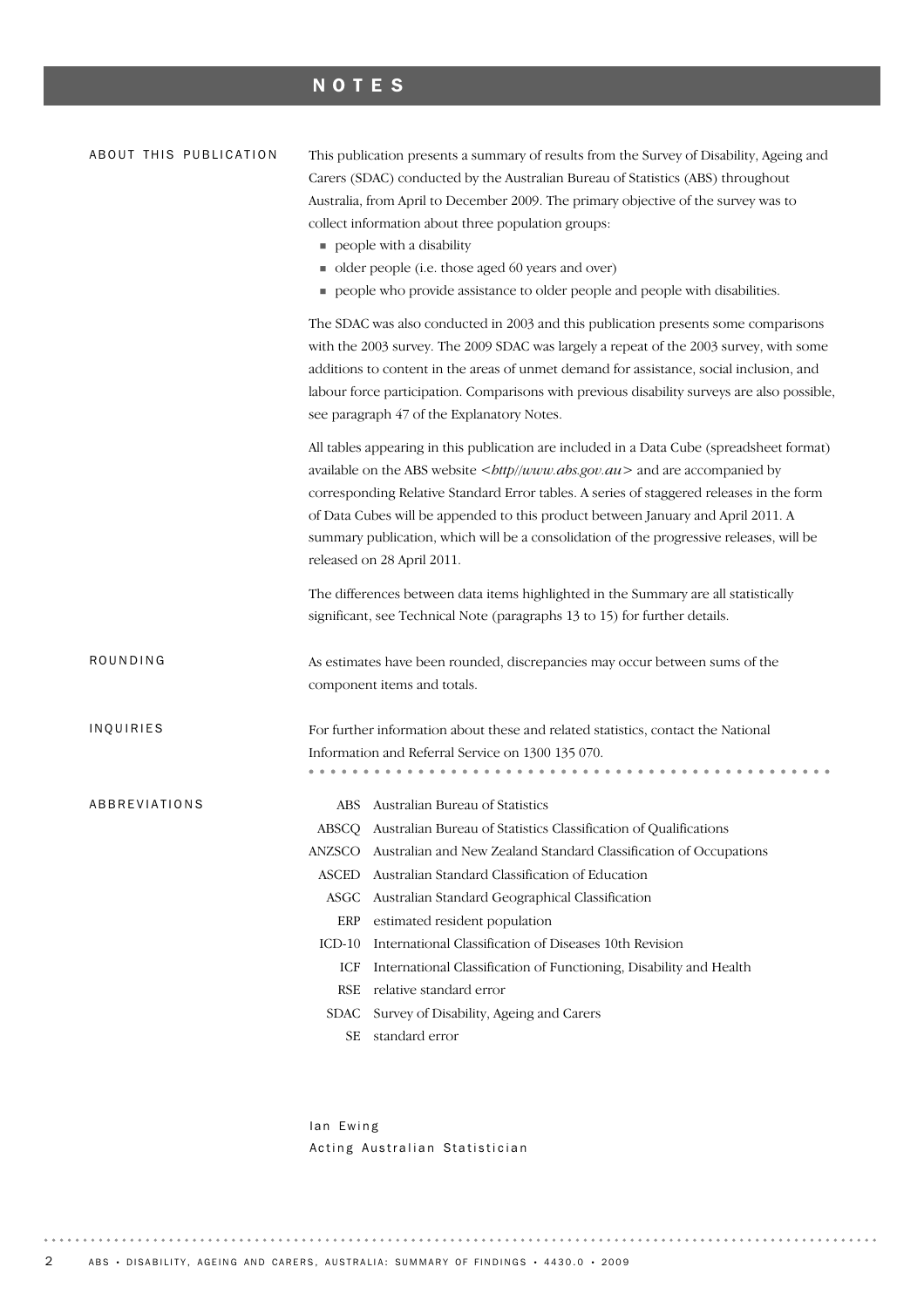# NOTES

## ABOUT THIS PUBLICATION

This publication presents a summary of results from the Survey of Disability, Ageing and Carers (SDAC) conducted by the Australian Bureau of Statistics (ABS) throughout Australia, from April to December 2009. The primary objective of the survey was to collect information about three population groups:

- people with a disability
- older people (i.e. those aged 60 years and over)
- people who provide assistance to older people and people with disabilities.

The SDAC was also conducted in 2003 and this publication presents some comparisons with the 2003 survey. The 2009 SDAC was largely a repeat of the 2003 survey, with some additions to content in the areas of unmet demand for assistance, social inclusion, and labour force participation. Comparisons with previous disability surveys are also possible, see paragraph 47 of the Explanatory Notes.

All tables appearing in this publication are included in a Data Cube (spreadsheet format) available on the ABS website <*http//www.abs.gov.au*> and are accompanied by corresponding Relative Standard Error tables. A series of staggered releases in the form of Data Cubes will be appended to this product between January and April 2011. A summary publication, which will be a consolidation of the progressive releases, will be released on 28 April 2011.

The differences between data items highlighted in the Summary are all statistically significant, see Technical Note (paragraphs 13 to 15) for further details.

## ROUNDING

As estimates have been rounded, discrepancies may occur between sums of the component items and totals.

## INQUIRIES

For further information about these and related statistics, contact the National Information and Referral Service on 1300 135 070.

## ABBREVIATIONS

| | |
|---|---|
| ABS | Australian Bureau of Statistics |
| ABSCQ | Australian Bureau of Statistics Classification of Qualifications |
| ANZSCO | Australian and New Zealand Standard Classification of Occupations |
| ASCED | Australian Standard Classification of Education |
| ASGC | Australian Standard Geographical Classification |
| ERP | estimated resident population |
| ICD-10 | International Classification of Diseases 10th Revision |
| ICF | International Classification of Functioning, Disability and Health |
| RSE | relative standard error |
| SDAC | Survey of Disability, Ageing and Carers |
| SE | standard error |

Ian Ewing
Acting Australian Statistician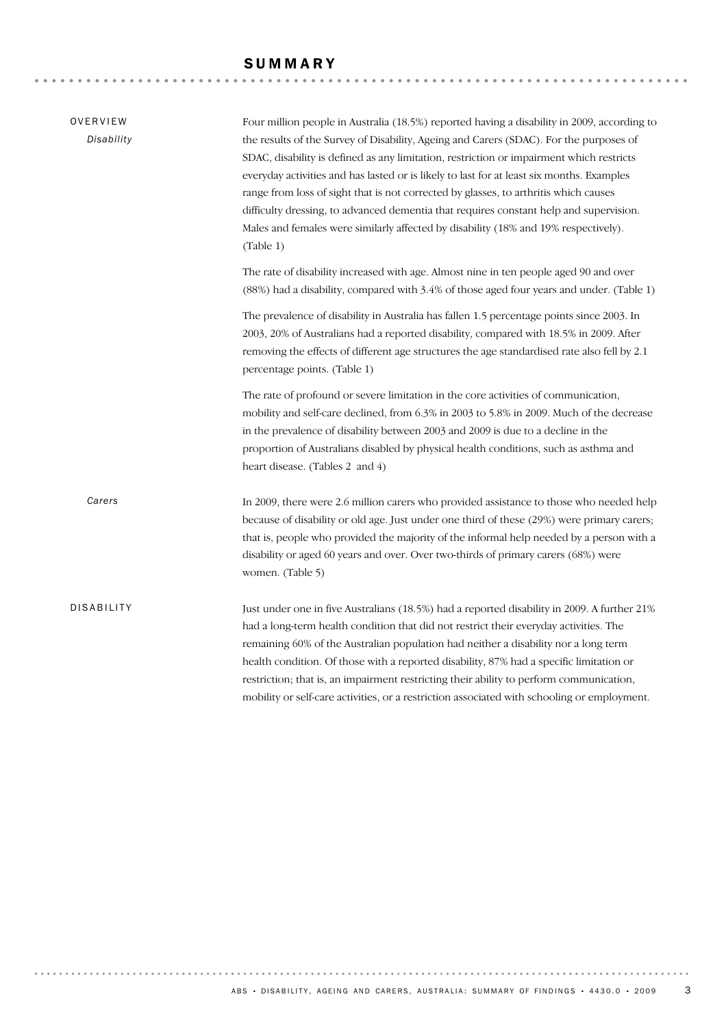# SUMMARY

## OVERVIEW

### *Disability*

Four million people in Australia (18.5%) reported having a disability in 2009, according to the results of the Survey of Disability, Ageing and Carers (SDAC). For the purposes of SDAC, disability is defined as any limitation, restriction or impairment which restricts everyday activities and has lasted or is likely to last for at least six months. Examples range from loss of sight that is not corrected by glasses, to arthritis which causes difficulty dressing, to advanced dementia that requires constant help and supervision. Males and females were similarly affected by disability (18% and 19% respectively). (Table 1)

The rate of disability increased with age. Almost nine in ten people aged 90 and over (88%) had a disability, compared with 3.4% of those aged four years and under. (Table 1)

The prevalence of disability in Australia has fallen 1.5 percentage points since 2003. In 2003, 20% of Australians had a reported disability, compared with 18.5% in 2009. After removing the effects of different age structures the age standardised rate also fell by 2.1 percentage points. (Table 1)

The rate of profound or severe limitation in the core activities of communication, mobility and self-care declined, from 6.3% in 2003 to 5.8% in 2009. Much of the decrease in the prevalence of disability between 2003 and 2009 is due to a decline in the proportion of Australians disabled by physical health conditions, such as asthma and heart disease. (Tables 2 and 4)

### *Carers*

In 2009, there were 2.6 million carers who provided assistance to those who needed help because of disability or old age. Just under one third of these (29%) were primary carers; that is, people who provided the majority of the informal help needed by a person with a disability or aged 60 years and over. Over two-thirds of primary carers (68%) were women. (Table 5)

## DISABILITY

Just under one in five Australians (18.5%) had a reported disability in 2009. A further 21% had a long-term health condition that did not restrict their everyday activities. The remaining 60% of the Australian population had neither a disability nor a long term health condition. Of those with a reported disability, 87% had a specific limitation or restriction; that is, an impairment restricting their ability to perform communication, mobility or self-care activities, or a restriction associated with schooling or employment.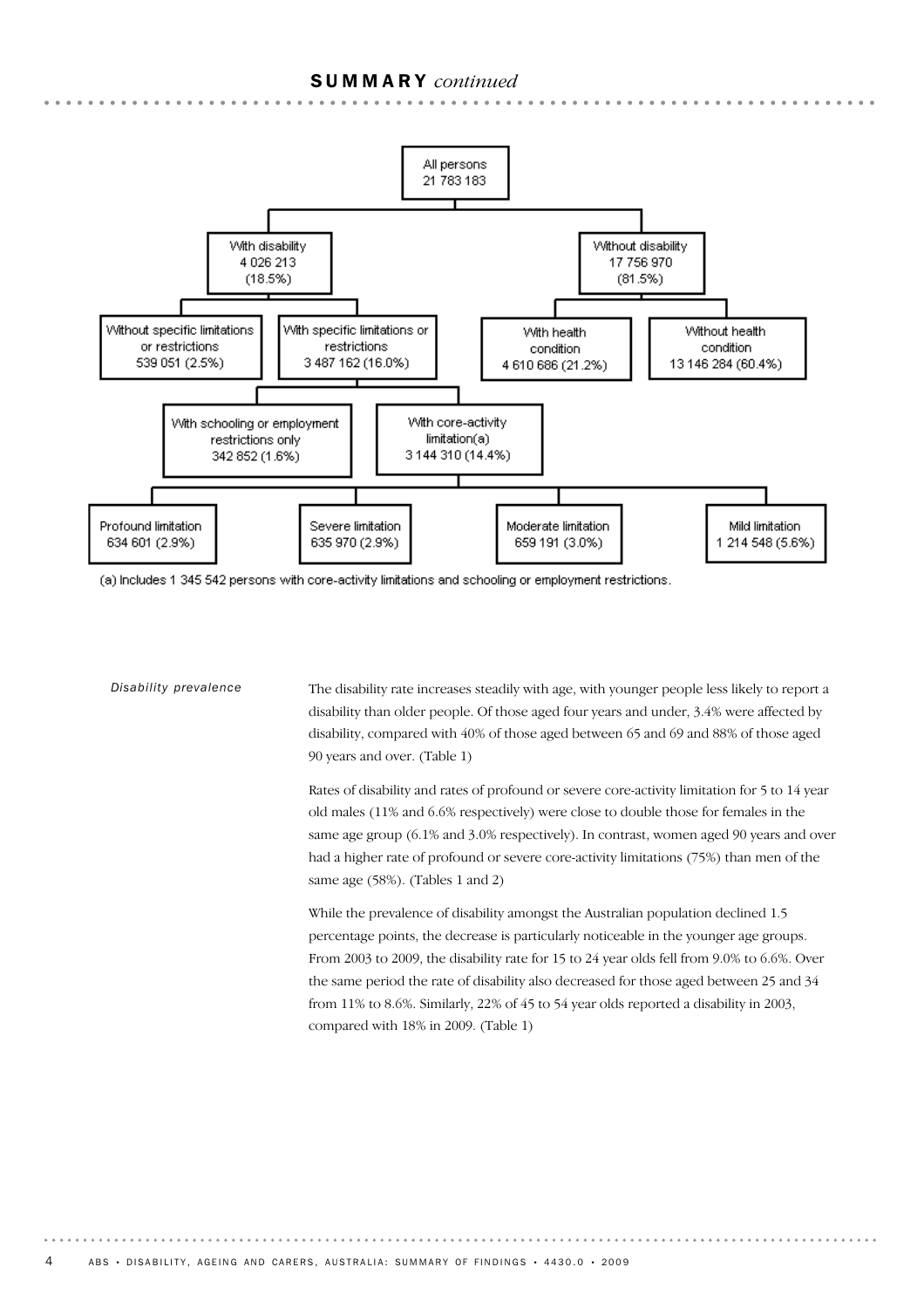## SUMMARY *continued*

All persons
21 783 183

- With disability
  4 026 213
  (18.5%)
  - Without specific limitations or restrictions
    539 051 (2.5%)
  - With specific limitations or restrictions
    3 487 162 (16.0%)
    - With schooling or employment restrictions only
      342 852 (1.6%)
    - With core-activity limitation(a)
      3 144 310 (14.4%)
      - Profound limitation
        634 601 (2.9%)
      - Severe limitation
        635 970 (2.9%)
      - Moderate limitation
        659 191 (3.0%)
      - Mild limitation
        1 214 548 (5.6%)
- Without disability
  17 756 970
  (81.5%)
  - With health condition
    4 610 686 (21.2%)
  - Without health condition
    13 146 284 (60.4%)

(a) Includes 1 345 542 persons with core-activity limitations and schooling or employment restrictions.

*Disability prevalence*

The disability rate increases steadily with age, with younger people less likely to report a disability than older people. Of those aged four years and under, 3.4% were affected by disability, compared with 40% of those aged between 65 and 69 and 88% of those aged 90 years and over. (Table 1)

Rates of disability and rates of profound or severe core-activity limitation for 5 to 14 year old males (11% and 6.6% respectively) were close to double those for females in the same age group (6.1% and 3.0% respectively). In contrast, women aged 90 years and over had a higher rate of profound or severe core-activity limitations (75%) than men of the same age (58%). (Tables 1 and 2)

While the prevalence of disability amongst the Australian population declined 1.5 percentage points, the decrease is particularly noticeable in the younger age groups. From 2003 to 2009, the disability rate for 15 to 24 year olds fell from 9.0% to 6.6%. Over the same period the rate of disability also decreased for those aged between 25 and 34 from 11% to 8.6%. Similarly, 22% of 45 to 54 year olds reported a disability in 2003, compared with 18% in 2009. (Table 1)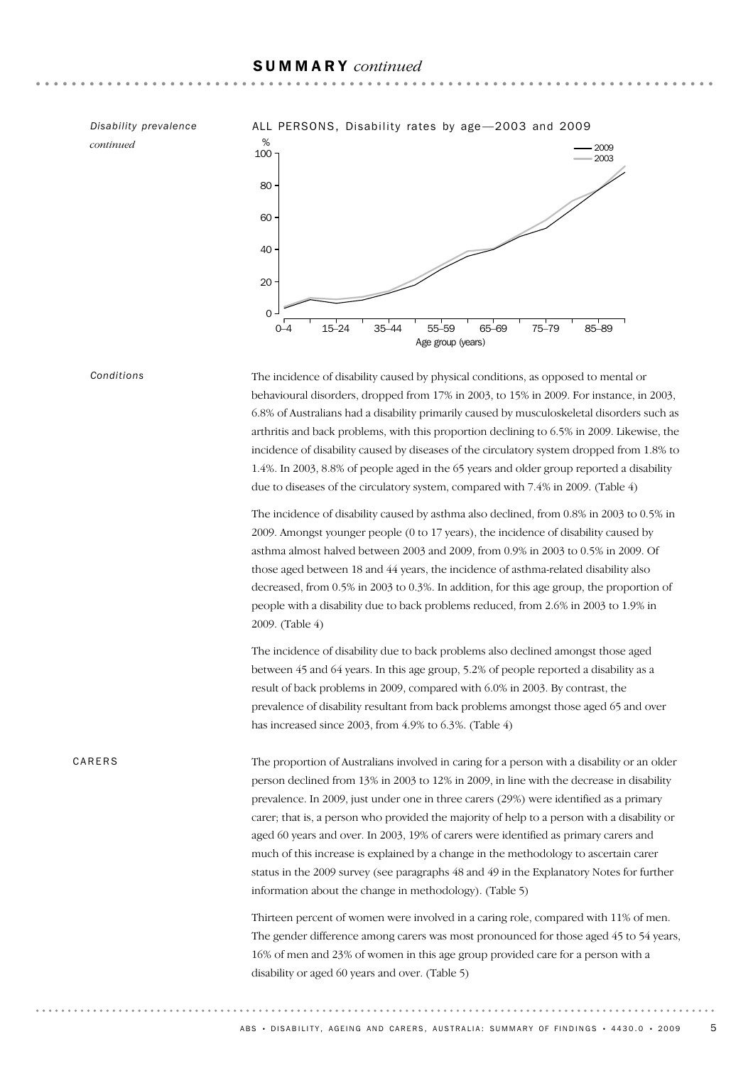## SUMMARY *continued*

*Disability prevalence continued*

ALL PERSONS, Disability rates by age—2003 and 2009

### Conditions

The incidence of disability caused by physical conditions, as opposed to mental or behavioural disorders, dropped from 17% in 2003, to 15% in 2009. For instance, in 2003, 6.8% of Australians had a disability primarily caused by musculoskeletal disorders such as arthritis and back problems, with this proportion declining to 6.5% in 2009. Likewise, the incidence of disability caused by diseases of the circulatory system dropped from 1.8% to 1.4%. In 2003, 8.8% of people aged in the 65 years and older group reported a disability due to diseases of the circulatory system, compared with 7.4% in 2009. (Table 4)

The incidence of disability caused by asthma also declined, from 0.8% in 2003 to 0.5% in 2009. Amongst younger people (0 to 17 years), the incidence of disability caused by asthma almost halved between 2003 and 2009, from 0.9% in 2003 to 0.5% in 2009. Of those aged between 18 and 44 years, the incidence of asthma-related disability also decreased, from 0.5% in 2003 to 0.3%. In addition, for this age group, the proportion of people with a disability due to back problems reduced, from 2.6% in 2003 to 1.9% in 2009. (Table 4)

The incidence of disability due to back problems also declined amongst those aged between 45 and 64 years. In this age group, 5.2% of people reported a disability as a result of back problems in 2009, compared with 6.0% in 2003. By contrast, the prevalence of disability resultant from back problems amongst those aged 65 and over has increased since 2003, from 4.9% to 6.3%. (Table 4)

## CARERS

The proportion of Australians involved in caring for a person with a disability or an older person declined from 13% in 2003 to 12% in 2009, in line with the decrease in disability prevalence. In 2009, just under one in three carers (29%) were identified as a primary carer; that is, a person who provided the majority of help to a person with a disability or aged 60 years and over. In 2003, 19% of carers were identified as primary carers and much of this increase is explained by a change in the methodology to ascertain carer status in the 2009 survey (see paragraphs 48 and 49 in the Explanatory Notes for further information about the change in methodology). (Table 5)

Thirteen percent of women were involved in a caring role, compared with 11% of men. The gender difference among carers was most pronounced for those aged 45 to 54 years, 16% of men and 23% of women in this age group provided care for a person with a disability or aged 60 years and over. (Table 5)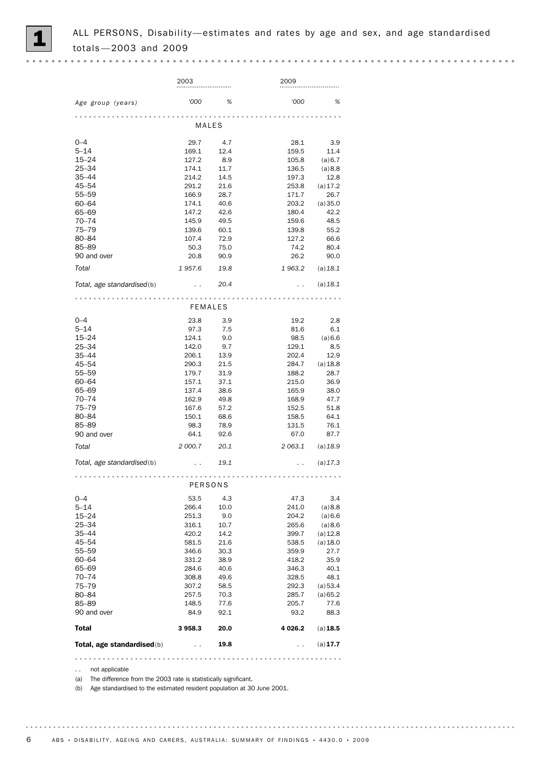# 1 ALL PERSONS, Disability—estimates and rates by age and sex, and age standardised totals—2003 and 2009

| Age group (years) | 2003 '000 | 2003 % | 2009 '000 | 2009 % |
|---|---|---|---|---|
| **MALES** | | | | |
| 0–4 | 29.7 | 4.7 | 28.1 | 3.9 |
| 5–14 | 169.1 | 12.4 | 159.5 | 11.4 |
| 15–24 | 127.2 | 8.9 | 105.8 | (a) 6.7 |
| 25–34 | 174.1 | 11.7 | 136.5 | (a) 8.8 |
| 35–44 | 214.2 | 14.5 | 197.3 | 12.8 |
| 45–54 | 291.2 | 21.6 | 253.8 | (a) 17.2 |
| 55–59 | 166.9 | 28.7 | 171.7 | 26.7 |
| 60–64 | 174.1 | 40.6 | 203.2 | (a) 35.0 |
| 65–69 | 147.2 | 42.6 | 180.4 | 42.2 |
| 70–74 | 145.9 | 49.5 | 159.6 | 48.5 |
| 75–79 | 139.6 | 60.1 | 139.8 | 55.2 |
| 80–84 | 107.4 | 72.9 | 127.2 | 66.6 |
| 85–89 | 50.3 | 75.0 | 74.2 | 80.4 |
| 90 and over | 20.8 | 90.9 | 26.2 | 90.0 |
| *Total* | *1 957.6* | *19.8* | *1 963.2* | (a) *18.1* |
| *Total, age standardised* (b) | . . | *20.4* | . . | (a) *18.1* |
| **FEMALES** | | | | |
| 0–4 | 23.8 | 3.9 | 19.2 | 2.8 |
| 5–14 | 97.3 | 7.5 | 81.6 | 6.1 |
| 15–24 | 124.1 | 9.0 | 98.5 | (a) 6.6 |
| 25–34 | 142.0 | 9.7 | 129.1 | 8.5 |
| 35–44 | 206.1 | 13.9 | 202.4 | 12.9 |
| 45–54 | 290.3 | 21.5 | 284.7 | (a) 18.8 |
| 55–59 | 179.7 | 31.9 | 188.2 | 28.7 |
| 60–64 | 157.1 | 37.1 | 215.0 | 36.9 |
| 65–69 | 137.4 | 38.6 | 165.9 | 38.0 |
| 70–74 | 162.9 | 49.8 | 168.9 | 47.7 |
| 75–79 | 167.6 | 57.2 | 152.5 | 51.8 |
| 80–84 | 150.1 | 68.6 | 158.5 | 64.1 |
| 85–89 | 98.3 | 78.9 | 131.5 | 76.1 |
| 90 and over | 64.1 | 92.6 | 67.0 | 87.7 |
| *Total* | *2 000.7* | *20.1* | *2 063.1* | (a) *18.9* |
| *Total, age standardised* (b) | . . | *19.1* | . . | (a) *17.3* |
| **PERSONS** | | | | |
| 0–4 | 53.5 | 4.3 | 47.3 | 3.4 |
| 5–14 | 266.4 | 10.0 | 241.0 | (a) 8.8 |
| 15–24 | 251.3 | 9.0 | 204.2 | (a) 6.6 |
| 25–34 | 316.1 | 10.7 | 265.6 | (a) 8.6 |
| 35–44 | 420.2 | 14.2 | 399.7 | (a) 12.8 |
| 45–54 | 581.5 | 21.6 | 538.5 | (a) 18.0 |
| 55–59 | 346.6 | 30.3 | 359.9 | 27.7 |
| 60–64 | 331.2 | 38.9 | 418.2 | 35.9 |
| 65–69 | 284.6 | 40.6 | 346.3 | 40.1 |
| 70–74 | 308.8 | 49.6 | 328.5 | 48.1 |
| 75–79 | 307.2 | 58.5 | 292.3 | (a) 53.4 |
| 80–84 | 257.5 | 70.3 | 285.7 | (a) 65.2 |
| 85–89 | 148.5 | 77.6 | 205.7 | 77.6 |
| 90 and over | 84.9 | 92.1 | 93.2 | 88.3 |
| **Total** | **3 958.3** | **20.0** | **4 026.2** | (a) **18.5** |
| **Total, age standardised** (b) | . . | **19.8** | . . | (a) **17.7** |

. . not applicable

(a) The difference from the 2003 rate is statistically significant.

(b) Age standardised to the estimated resident population at 30 June 2001.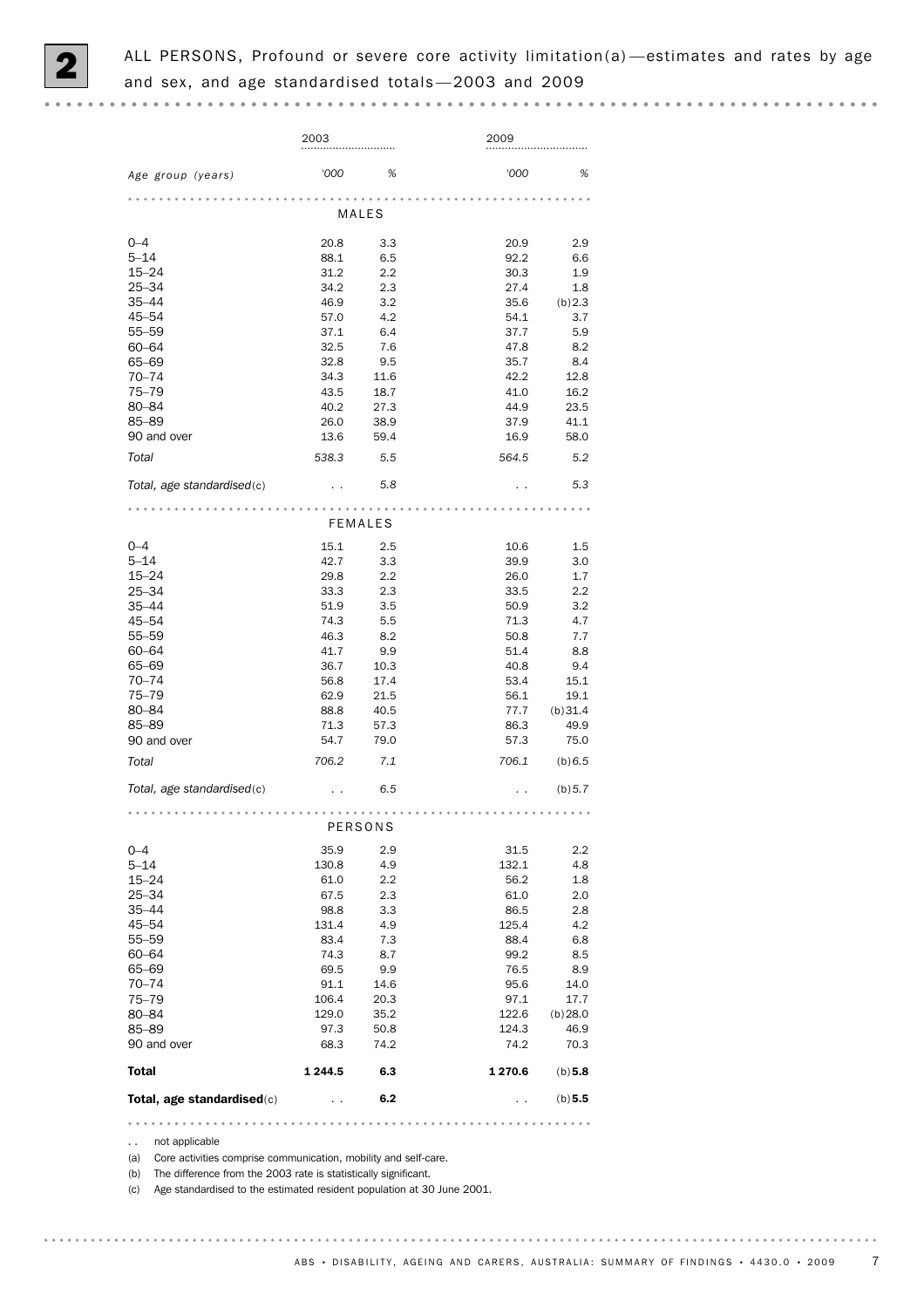## 2 ALL PERSONS, Profound or severe core activity limitation(a)—estimates and rates by age and sex, and age standardised totals—2003 and 2009

| Age group (years) | 2003 '000 | 2003 % | 2009 '000 | 2009 % |
|---|---|---|---|---|
| **MALES** | | | | |
| 0–4 | 20.8 | 3.3 | 20.9 | 2.9 |
| 5–14 | 88.1 | 6.5 | 92.2 | 6.6 |
| 15–24 | 31.2 | 2.2 | 30.3 | 1.9 |
| 25–34 | 34.2 | 2.3 | 27.4 | 1.8 |
| 35–44 | 46.9 | 3.2 | 35.6 | (b)2.3 |
| 45–54 | 57.0 | 4.2 | 54.1 | 3.7 |
| 55–59 | 37.1 | 6.4 | 37.7 | 5.9 |
| 60–64 | 32.5 | 7.6 | 47.8 | 8.2 |
| 65–69 | 32.8 | 9.5 | 35.7 | 8.4 |
| 70–74 | 34.3 | 11.6 | 42.2 | 12.8 |
| 75–79 | 43.5 | 18.7 | 41.0 | 16.2 |
| 80–84 | 40.2 | 27.3 | 44.9 | 23.5 |
| 85–89 | 26.0 | 38.9 | 37.9 | 41.1 |
| 90 and over | 13.6 | 59.4 | 16.9 | 58.0 |
| *Total* | *538.3* | *5.5* | *564.5* | *5.2* |
| *Total, age standardised*(c) | . . | *5.8* | . . | *5.3* |
| **FEMALES** | | | | |
| 0–4 | 15.1 | 2.5 | 10.6 | 1.5 |
| 5–14 | 42.7 | 3.3 | 39.9 | 3.0 |
| 15–24 | 29.8 | 2.2 | 26.0 | 1.7 |
| 25–34 | 33.3 | 2.3 | 33.5 | 2.2 |
| 35–44 | 51.9 | 3.5 | 50.9 | 3.2 |
| 45–54 | 74.3 | 5.5 | 71.3 | 4.7 |
| 55–59 | 46.3 | 8.2 | 50.8 | 7.7 |
| 60–64 | 41.7 | 9.9 | 51.4 | 8.8 |
| 65–69 | 36.7 | 10.3 | 40.8 | 9.4 |
| 70–74 | 56.8 | 17.4 | 53.4 | 15.1 |
| 75–79 | 62.9 | 21.5 | 56.1 | 19.1 |
| 80–84 | 88.8 | 40.5 | 77.7 | (b)31.4 |
| 85–89 | 71.3 | 57.3 | 86.3 | 49.9 |
| 90 and over | 54.7 | 79.0 | 57.3 | 75.0 |
| *Total* | *706.2* | *7.1* | *706.1* | *(b)6.5* |
| *Total, age standardised*(c) | . . | *6.5* | . . | *(b)5.7* |
| **PERSONS** | | | | |
| 0–4 | 35.9 | 2.9 | 31.5 | 2.2 |
| 5–14 | 130.8 | 4.9 | 132.1 | 4.8 |
| 15–24 | 61.0 | 2.2 | 56.2 | 1.8 |
| 25–34 | 67.5 | 2.3 | 61.0 | 2.0 |
| 35–44 | 98.8 | 3.3 | 86.5 | 2.8 |
| 45–54 | 131.4 | 4.9 | 125.4 | 4.2 |
| 55–59 | 83.4 | 7.3 | 88.4 | 6.8 |
| 60–64 | 74.3 | 8.7 | 99.2 | 8.5 |
| 65–69 | 69.5 | 9.9 | 76.5 | 8.9 |
| 70–74 | 91.1 | 14.6 | 95.6 | 14.0 |
| 75–79 | 106.4 | 20.3 | 97.1 | 17.7 |
| 80–84 | 129.0 | 35.2 | 122.6 | (b)28.0 |
| 85–89 | 97.3 | 50.8 | 124.3 | 46.9 |
| 90 and over | 68.3 | 74.2 | 74.2 | 70.3 |
| **Total** | **1 244.5** | **6.3** | **1 270.6** | (b)**5.8** |
| **Total, age standardised**(c) | . . | **6.2** | . . | (b)**5.5** |

. . not applicable

(a) Core activities comprise communication, mobility and self-care.

(b) The difference from the 2003 rate is statistically significant.

(c) Age standardised to the estimated resident population at 30 June 2001.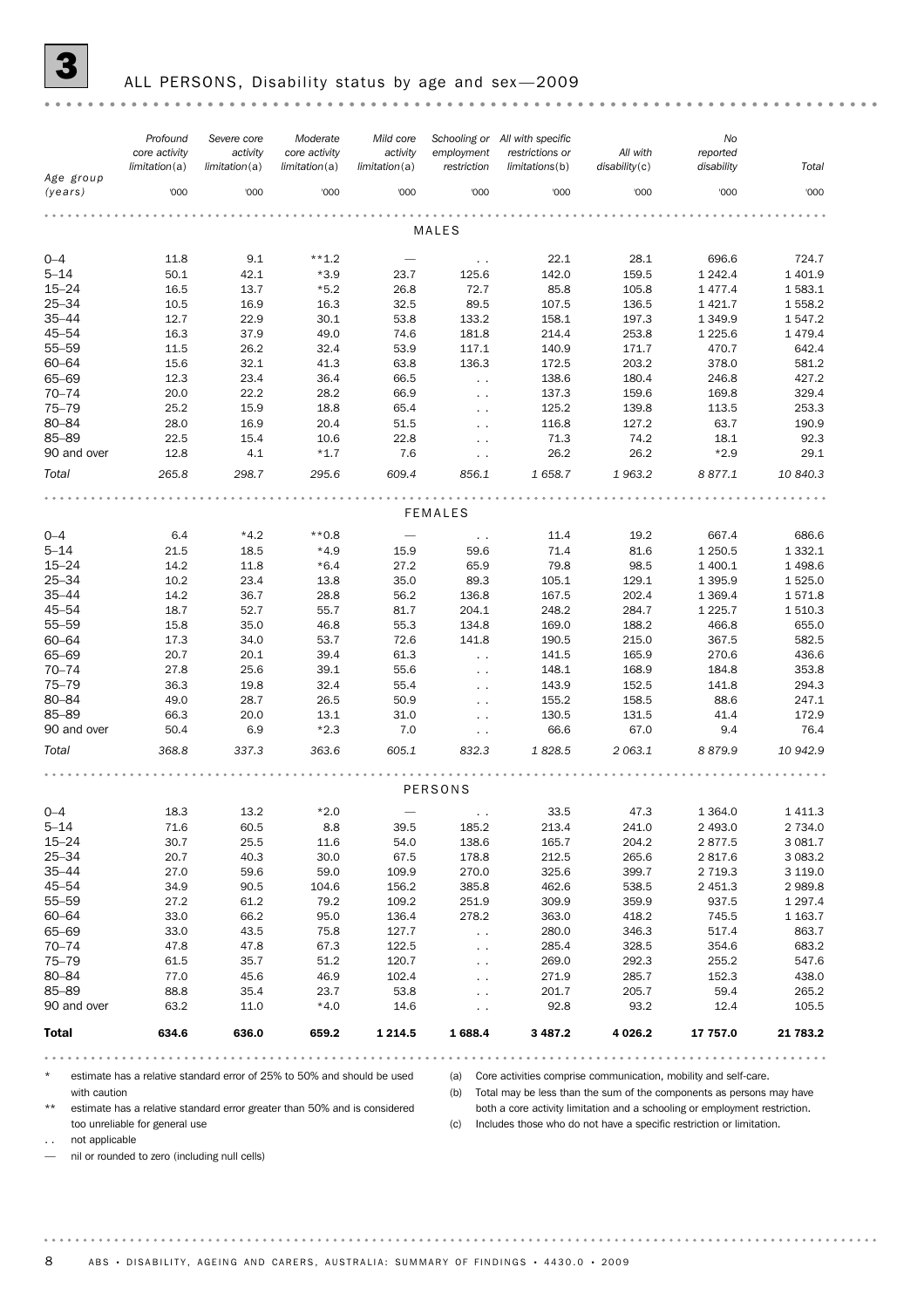## 3 ALL PERSONS, Disability status by age and sex—2009

| Age group (years) | Profound core activity limitation(a) '000 | Severe core activity limitation(a) '000 | Moderate core activity limitation(a) '000 | Mild core activity limitation(a) '000 | Schooling or employment restriction '000 | All with specific restrictions or limitations(b) '000 | All with disability(c) '000 | No reported disability '000 | Total '000 |
|---|---|---|---|---|---|---|---|---|---|
| **MALES** | | | | | | | | | |
| 0–4 | 11.8 | 9.1 | **1.2 | — | . . | 22.1 | 28.1 | 696.6 | 724.7 |
| 5–14 | 50.1 | 42.1 | *3.9 | 23.7 | 125.6 | 142.0 | 159.5 | 1 242.4 | 1 401.9 |
| 15–24 | 16.5 | 13.7 | *5.2 | 26.8 | 72.7 | 85.8 | 105.8 | 1 477.4 | 1 583.1 |
| 25–34 | 10.5 | 16.9 | 16.3 | 32.5 | 89.5 | 107.5 | 136.5 | 1 421.7 | 1 558.2 |
| 35–44 | 12.7 | 22.9 | 30.1 | 53.8 | 133.2 | 158.1 | 197.3 | 1 349.9 | 1 547.2 |
| 45–54 | 16.3 | 37.9 | 49.0 | 74.6 | 181.8 | 214.4 | 253.8 | 1 225.6 | 1 479.4 |
| 55–59 | 11.5 | 26.2 | 32.4 | 53.9 | 117.1 | 140.9 | 171.7 | 470.7 | 642.4 |
| 60–64 | 15.6 | 32.1 | 41.3 | 63.8 | 136.3 | 172.5 | 203.2 | 378.0 | 581.2 |
| 65–69 | 12.3 | 23.4 | 36.4 | 66.5 | . . | 138.6 | 180.4 | 246.8 | 427.2 |
| 70–74 | 20.0 | 22.2 | 28.2 | 66.9 | . . | 137.3 | 159.6 | 169.8 | 329.4 |
| 75–79 | 25.2 | 15.9 | 18.8 | 65.4 | . . | 125.2 | 139.8 | 113.5 | 253.3 |
| 80–84 | 28.0 | 16.9 | 20.4 | 51.5 | . . | 116.8 | 127.2 | 63.7 | 190.9 |
| 85–89 | 22.5 | 15.4 | 10.6 | 22.8 | . . | 71.3 | 74.2 | 18.1 | 92.3 |
| 90 and over | 12.8 | 4.1 | *1.7 | 7.6 | . . | 26.2 | 26.2 | *2.9 | 29.1 |
| *Total* | *265.8* | *298.7* | *295.6* | *609.4* | *856.1* | *1 658.7* | *1 963.2* | *8 877.1* | *10 840.3* |
| **FEMALES** | | | | | | | | | |
| 0–4 | 6.4 | *4.2 | **0.8 | — | . . | 11.4 | 19.2 | 667.4 | 686.6 |
| 5–14 | 21.5 | 18.5 | *4.9 | 15.9 | 59.6 | 71.4 | 81.6 | 1 250.5 | 1 332.1 |
| 15–24 | 14.2 | 11.8 | *6.4 | 27.2 | 65.9 | 79.8 | 98.5 | 1 400.1 | 1 498.6 |
| 25–34 | 10.2 | 23.4 | 13.8 | 35.0 | 89.3 | 105.1 | 129.1 | 1 395.9 | 1 525.0 |
| 35–44 | 14.2 | 36.7 | 28.8 | 56.2 | 136.8 | 167.5 | 202.4 | 1 369.4 | 1 571.8 |
| 45–54 | 18.7 | 52.7 | 55.7 | 81.7 | 204.1 | 248.2 | 284.7 | 1 225.7 | 1 510.3 |
| 55–59 | 15.8 | 35.0 | 46.8 | 55.3 | 134.8 | 169.0 | 188.2 | 466.8 | 655.0 |
| 60–64 | 17.3 | 34.0 | 53.7 | 72.6 | 141.8 | 190.5 | 215.0 | 367.5 | 582.5 |
| 65–69 | 20.7 | 20.1 | 39.4 | 61.3 | . . | 141.5 | 165.9 | 270.6 | 436.6 |
| 70–74 | 27.8 | 25.6 | 39.1 | 55.6 | . . | 148.1 | 168.9 | 184.8 | 353.8 |
| 75–79 | 36.3 | 19.8 | 32.4 | 55.4 | . . | 143.9 | 152.5 | 141.8 | 294.3 |
| 80–84 | 49.0 | 28.7 | 26.5 | 50.9 | . . | 155.2 | 158.5 | 88.6 | 247.1 |
| 85–89 | 66.3 | 20.0 | 13.1 | 31.0 | . . | 130.5 | 131.5 | 41.4 | 172.9 |
| 90 and over | 50.4 | 6.9 | *2.3 | 7.0 | . . | 66.6 | 67.0 | 9.4 | 76.4 |
| *Total* | *368.8* | *337.3* | *363.6* | *605.1* | *832.3* | *1 828.5* | *2 063.1* | *8 879.9* | *10 942.9* |
| **PERSONS** | | | | | | | | | |
| 0–4 | 18.3 | 13.2 | *2.0 | — | . . | 33.5 | 47.3 | 1 364.0 | 1 411.3 |
| 5–14 | 71.6 | 60.5 | 8.8 | 39.5 | 185.2 | 213.4 | 241.0 | 2 493.0 | 2 734.0 |
| 15–24 | 30.7 | 25.5 | 11.6 | 54.0 | 138.6 | 165.7 | 204.2 | 2 877.5 | 3 081.7 |
| 25–34 | 20.7 | 40.3 | 30.0 | 67.5 | 178.8 | 212.5 | 265.6 | 2 817.6 | 3 083.2 |
| 35–44 | 27.0 | 59.6 | 59.0 | 109.9 | 270.0 | 325.6 | 399.7 | 2 719.3 | 3 119.0 |
| 45–54 | 34.9 | 90.5 | 104.6 | 156.2 | 385.8 | 462.6 | 538.5 | 2 451.3 | 2 989.8 |
| 55–59 | 27.2 | 61.2 | 79.2 | 109.2 | 251.9 | 309.9 | 359.9 | 937.5 | 1 297.4 |
| 60–64 | 33.0 | 66.2 | 95.0 | 136.4 | 278.2 | 363.0 | 418.2 | 745.5 | 1 163.7 |
| 65–69 | 33.0 | 43.5 | 75.8 | 127.7 | . . | 280.0 | 346.3 | 517.4 | 863.7 |
| 70–74 | 47.8 | 47.8 | 67.3 | 122.5 | . . | 285.4 | 328.5 | 354.6 | 683.2 |
| 75–79 | 61.5 | 35.7 | 51.2 | 120.7 | . . | 269.0 | 292.3 | 255.2 | 547.6 |
| 80–84 | 77.0 | 45.6 | 46.9 | 102.4 | . . | 271.9 | 285.7 | 152.3 | 438.0 |
| 85–89 | 88.8 | 35.4 | 23.7 | 53.8 | . . | 201.7 | 205.7 | 59.4 | 265.2 |
| 90 and over | 63.2 | 11.0 | *4.0 | 14.6 | . . | 92.8 | 93.2 | 12.4 | 105.5 |
| **Total** | **634.6** | **636.0** | **659.2** | **1 214.5** | **1 688.4** | **3 487.2** | **4 026.2** | **17 757.0** | **21 783.2** |

\* estimate has a relative standard error of 25% to 50% and should be used with caution

** estimate has a relative standard error greater than 50% and is considered too unreliable for general use

. . not applicable

— nil or rounded to zero (including null cells)

(a) Core activities comprise communication, mobility and self-care.

(b) Total may be less than the sum of the components as persons may have both a core activity limitation and a schooling or employment restriction.

(c) Includes those who do not have a specific restriction or limitation.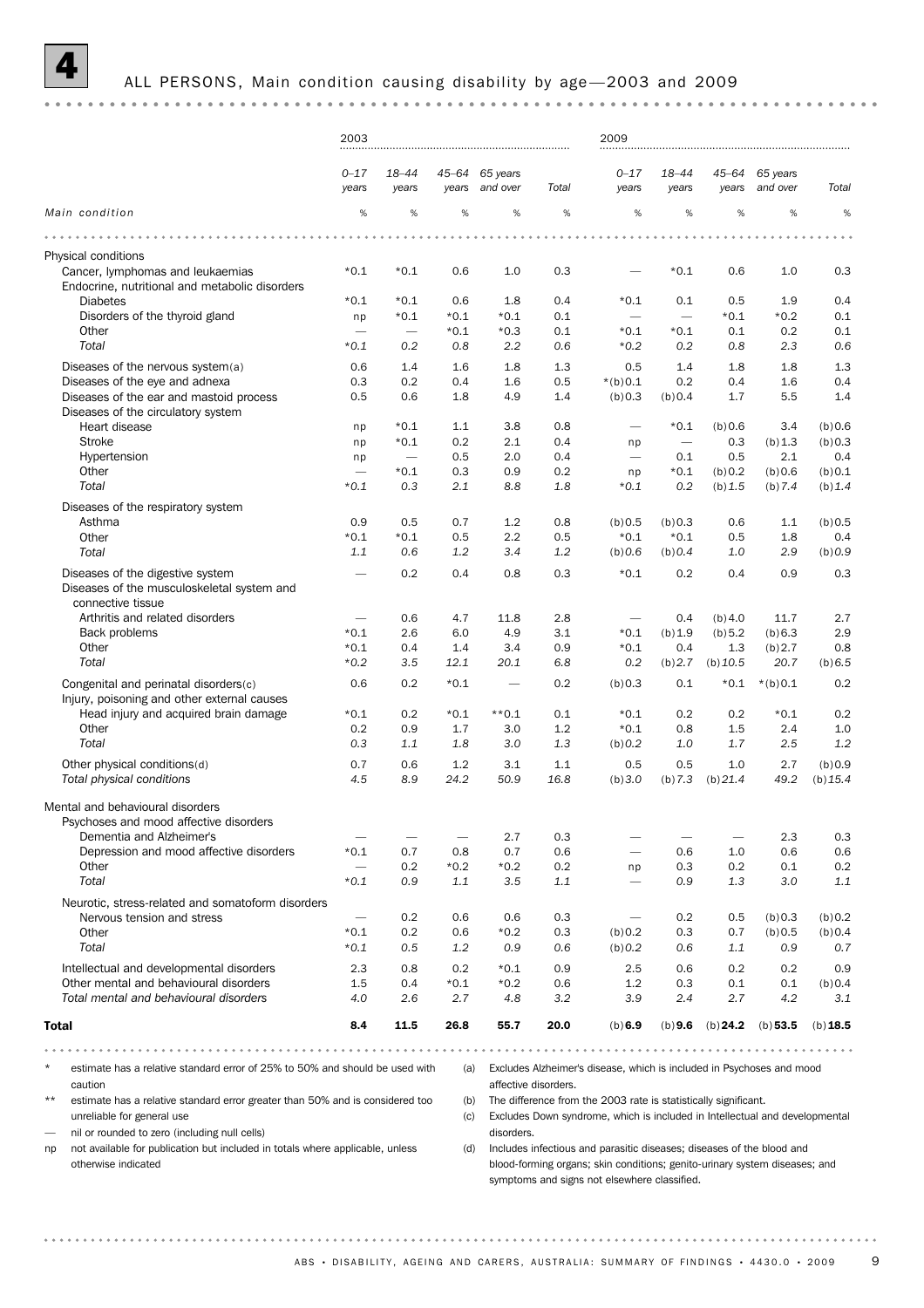# 4 ALL PERSONS, Main condition causing disability by age—2003 and 2009

| Main condition | 2003 | | | | | 2009 | | | | |
|---|---|---|---|---|---|---|---|---|---|---|
| | 0–17 years | 18–44 years | 45–64 years | 65 years and over | Total | 0–17 years | 18–44 years | 45–64 years | 65 years and over | Total |
| | % | % | % | % | % | % | % | % | % | % |
| **Physical conditions** | | | | | | | | | | |
| Cancer, lymphomas and leukaemias | *0.1 | *0.1 | 0.6 | 1.0 | 0.3 | — | *0.1 | 0.6 | 1.0 | 0.3 |
| Endocrine, nutritional and metabolic disorders | | | | | | | | | | |
| Diabetes | *0.1 | *0.1 | 0.6 | 1.8 | 0.4 | *0.1 | 0.1 | 0.5 | 1.9 | 0.4 |
| Disorders of the thyroid gland | np | *0.1 | *0.1 | *0.1 | 0.1 | — | — | *0.1 | *0.2 | 0.1 |
| Other | — | — | *0.1 | *0.3 | 0.1 | *0.1 | *0.1 | 0.1 | 0.2 | 0.1 |
| *Total* | *\*0.1* | *0.2* | *0.8* | *2.2* | *0.6* | *\*0.2* | *0.2* | *0.8* | *2.3* | *0.6* |
| Diseases of the nervous system(a) | 0.6 | 1.4 | 1.6 | 1.8 | 1.3 | 0.5 | 1.4 | 1.8 | 1.8 | 1.3 |
| Diseases of the eye and adnexa | 0.3 | 0.2 | 0.4 | 1.6 | 0.5 | *(b)0.1 | 0.2 | 0.4 | 1.6 | 0.4 |
| Diseases of the ear and mastoid process | 0.5 | 0.6 | 1.8 | 4.9 | 1.4 | (b)0.3 | (b)0.4 | 1.7 | 5.5 | 1.4 |
| Diseases of the circulatory system | | | | | | | | | | |
| Heart disease | np | *0.1 | 1.1 | 3.8 | 0.8 | — | *0.1 | (b)0.6 | 3.4 | (b)0.6 |
| Stroke | np | *0.1 | 0.2 | 2.1 | 0.4 | np | — | 0.3 | (b)1.3 | (b)0.3 |
| Hypertension | np | — | 0.5 | 2.0 | 0.4 | — | 0.1 | 0.5 | 2.1 | 0.4 |
| Other | — | *0.1 | 0.3 | 0.9 | 0.2 | np | *0.1 | (b)0.2 | (b)0.6 | (b)0.1 |
| *Total* | *\*0.1* | *0.3* | *2.1* | *8.8* | *1.8* | *\*0.1* | *0.2* | *(b)1.5* | *(b)7.4* | *(b)1.4* |
| Diseases of the respiratory system | | | | | | | | | | |
| Asthma | 0.9 | 0.5 | 0.7 | 1.2 | 0.8 | (b)0.5 | (b)0.3 | 0.6 | 1.1 | (b)0.5 |
| Other | *0.1 | *0.1 | 0.5 | 2.2 | 0.5 | *0.1 | *0.1 | 0.5 | 1.8 | 0.4 |
| *Total* | *1.1* | *0.6* | *1.2* | *3.4* | *1.2* | *(b)0.6* | *(b)0.4* | *1.0* | *2.9* | *(b)0.9* |
| Diseases of the digestive system | — | 0.2 | 0.4 | 0.8 | 0.3 | *0.1 | 0.2 | 0.4 | 0.9 | 0.3 |
| Diseases of the musculoskeletal system and connective tissue | | | | | | | | | | |
| Arthritis and related disorders | — | 0.6 | 4.7 | 11.8 | 2.8 | — | 0.4 | (b)4.0 | 11.7 | 2.7 |
| Back problems | *0.1 | 2.6 | 6.0 | 4.9 | 3.1 | *0.1 | (b)1.9 | (b)5.2 | (b)6.3 | 2.9 |
| Other | *0.1 | 0.4 | 1.4 | 3.4 | 0.9 | *0.1 | 0.4 | 1.3 | (b)2.7 | 0.8 |
| *Total* | *\*0.2* | *3.5* | *12.1* | *20.1* | *6.8* | *0.2* | *(b)2.7* | *(b)10.5* | *20.7* | *(b)6.5* |
| Congenital and perinatal disorders(c) | 0.6 | 0.2 | *0.1 | — | 0.2 | (b)0.3 | 0.1 | *0.1 | *(b)0.1 | 0.2 |
| Injury, poisoning and other external causes | | | | | | | | | | |
| Head injury and acquired brain damage | *0.1 | 0.2 | *0.1 | **0.1 | 0.1 | *0.1 | 0.2 | 0.2 | *0.1 | 0.2 |
| Other | 0.2 | 0.9 | 1.7 | 3.0 | 1.2 | *0.1 | 0.8 | 1.5 | 2.4 | 1.0 |
| *Total* | *0.3* | *1.1* | *1.8* | *3.0* | *1.3* | *(b)0.2* | *1.0* | *1.7* | *2.5* | *1.2* |
| Other physical conditions(d) | 0.7 | 0.6 | 1.2 | 3.1 | 1.1 | 0.5 | 0.5 | 1.0 | 2.7 | (b)0.9 |
| *Total physical conditions* | *4.5* | *8.9* | *24.2* | *50.9* | *16.8* | *(b)3.0* | *(b)7.3* | *(b)21.4* | *49.2* | *(b)15.4* |
| **Mental and behavioural disorders** | | | | | | | | | | |
| Psychoses and mood affective disorders | | | | | | | | | | |
| Dementia and Alzheimer's | — | — | — | 2.7 | 0.3 | — | — | — | 2.3 | 0.3 |
| Depression and mood affective disorders | *0.1 | 0.7 | 0.8 | 0.7 | 0.6 | — | 0.6 | 1.0 | 0.6 | 0.6 |
| Other | — | 0.2 | *0.2 | *0.2 | 0.2 | np | 0.3 | 0.2 | 0.1 | 0.2 |
| *Total* | *\*0.1* | *0.9* | *1.1* | *3.5* | *1.1* | *—* | *0.9* | *1.3* | *3.0* | *1.1* |
| Neurotic, stress-related and somatoform disorders | | | | | | | | | | |
| Nervous tension and stress | — | 0.2 | 0.6 | 0.6 | 0.3 | — | 0.2 | 0.5 | (b)0.3 | (b)0.2 |
| Other | *0.1 | 0.2 | 0.6 | *0.2 | 0.3 | (b)0.2 | 0.3 | 0.7 | (b)0.5 | (b)0.4 |
| *Total* | *\*0.1* | *0.5* | *1.2* | *0.9* | *0.6* | *(b)0.2* | *0.6* | *1.1* | *0.9* | *0.7* |
| Intellectual and developmental disorders | 2.3 | 0.8 | 0.2 | *0.1 | 0.9 | 2.5 | 0.6 | 0.2 | 0.2 | 0.9 |
| Other mental and behavioural disorders | 1.5 | 0.4 | *0.1 | *0.2 | 0.6 | 1.2 | 0.3 | 0.1 | 0.1 | (b)0.4 |
| *Total mental and behavioural disorders* | *4.0* | *2.6* | *2.7* | *4.8* | *3.2* | *3.9* | *2.4* | *2.7* | *4.2* | *3.1* |
| **Total** | **8.4** | **11.5** | **26.8** | **55.7** | **20.0** | (b)**6.9** | (b)**9.6** | (b)**24.2** | (b)**53.5** | (b)**18.5** |

\* estimate has a relative standard error of 25% to 50% and should be used with caution

\*\* estimate has a relative standard error greater than 50% and is considered too unreliable for general use

— nil or rounded to zero (including null cells)

np not available for publication but included in totals where applicable, unless otherwise indicated

(a) Excludes Alzheimer's disease, which is included in Psychoses and mood affective disorders.

(b) The difference from the 2003 rate is statistically significant.

(c) Excludes Down syndrome, which is included in Intellectual and developmental disorders.

(d) Includes infectious and parasitic diseases; diseases of the blood and blood-forming organs; skin conditions; genito-urinary system diseases; and symptoms and signs not elsewhere classified.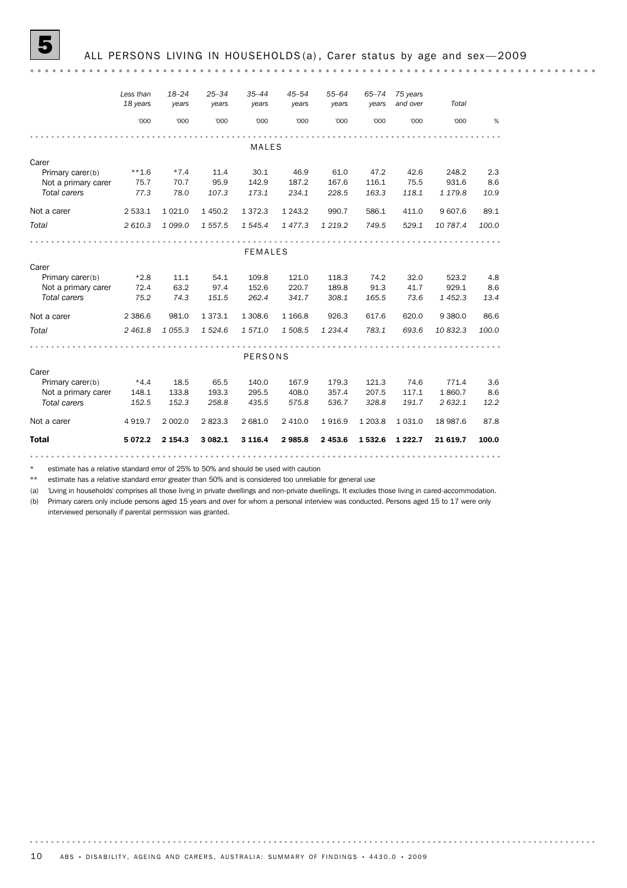# 5 ALL PERSONS LIVING IN HOUSEHOLDS(a), Carer status by age and sex—2009

| | Less than 18 years | 18–24 years | 25–34 years | 35–44 years | 45–54 years | 55–64 years | 65–74 years | 75 years and over | Total | |
|---|---|---|---|---|---|---|---|---|---|---|
| | '000 | '000 | '000 | '000 | '000 | '000 | '000 | '000 | '000 | % |
| **MALES** | | | | | | | | | | |
| Carer | | | | | | | | | | |
| Primary carer(b) | **1.6 | *7.4 | 11.4 | 30.1 | 46.9 | 61.0 | 47.2 | 42.6 | 248.2 | 2.3 |
| Not a primary carer | 75.7 | 70.7 | 95.9 | 142.9 | 187.2 | 167.6 | 116.1 | 75.5 | 931.6 | 8.6 |
| *Total carers* | *77.3* | *78.0* | *107.3* | *173.1* | *234.1* | *228.5* | *163.3* | *118.1* | *1 179.8* | *10.9* |
| Not a carer | 2 533.1 | 1 021.0 | 1 450.2 | 1 372.3 | 1 243.2 | 990.7 | 586.1 | 411.0 | 9 607.6 | 89.1 |
| *Total* | *2 610.3* | *1 099.0* | *1 557.5* | *1 545.4* | *1 477.3* | *1 219.2* | *749.5* | *529.1* | *10 787.4* | *100.0* |
| **FEMALES** | | | | | | | | | | |
| Carer | | | | | | | | | | |
| Primary carer(b) | *2.8 | 11.1 | 54.1 | 109.8 | 121.0 | 118.3 | 74.2 | 32.0 | 523.2 | 4.8 |
| Not a primary carer | 72.4 | 63.2 | 97.4 | 152.6 | 220.7 | 189.8 | 91.3 | 41.7 | 929.1 | 8.6 |
| *Total carers* | *75.2* | *74.3* | *151.5* | *262.4* | *341.7* | *308.1* | *165.5* | *73.6* | *1 452.3* | *13.4* |
| Not a carer | 2 386.6 | 981.0 | 1 373.1 | 1 308.6 | 1 166.8 | 926.3 | 617.6 | 620.0 | 9 380.0 | 86.6 |
| *Total* | *2 461.8* | *1 055.3* | *1 524.6* | *1 571.0* | *1 508.5* | *1 234.4* | *783.1* | *693.6* | *10 832.3* | *100.0* |
| **PERSONS** | | | | | | | | | | |
| Carer | | | | | | | | | | |
| Primary carer(b) | *4.4 | 18.5 | 65.5 | 140.0 | 167.9 | 179.3 | 121.3 | 74.6 | 771.4 | 3.6 |
| Not a primary carer | 148.1 | 133.8 | 193.3 | 295.5 | 408.0 | 357.4 | 207.5 | 117.1 | 1 860.7 | 8.6 |
| *Total carers* | *152.5* | *152.3* | *258.8* | *435.5* | *575.8* | *536.7* | *328.8* | *191.7* | *2 632.1* | *12.2* |
| Not a carer | 4 919.7 | 2 002.0 | 2 823.3 | 2 681.0 | 2 410.0 | 1 916.9 | 1 203.8 | 1 031.0 | 18 987.6 | 87.8 |
| **Total** | **5 072.2** | **2 154.3** | **3 082.1** | **3 116.4** | **2 985.8** | **2 453.6** | **1 532.6** | **1 222.7** | **21 619.7** | **100.0** |

\* estimate has a relative standard error of 25% to 50% and should be used with caution

\*\* estimate has a relative standard error greater than 50% and is considered too unreliable for general use

(a) 'Living in households' comprises all those living in private dwellings and non-private dwellings. It excludes those living in cared-accommodation.

(b) Primary carers only include persons aged 15 years and over for whom a personal interview was conducted. Persons aged 15 to 17 were only interviewed personally if parental permission was granted.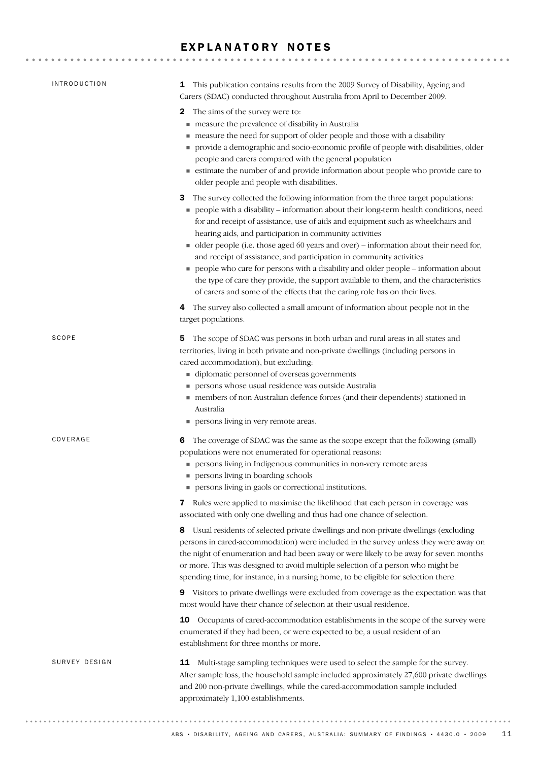# EXPLANATORY NOTES

## INTRODUCTION

**1** This publication contains results from the 2009 Survey of Disability, Ageing and Carers (SDAC) conducted throughout Australia from April to December 2009.

**2** The aims of the survey were to:

- measure the prevalence of disability in Australia
- measure the need for support of older people and those with a disability
- provide a demographic and socio-economic profile of people with disabilities, older people and carers compared with the general population
- estimate the number of and provide information about people who provide care to older people and people with disabilities.

**3** The survey collected the following information from the three target populations:

- people with a disability – information about their long-term health conditions, need for and receipt of assistance, use of aids and equipment such as wheelchairs and hearing aids, and participation in community activities
- older people (i.e. those aged 60 years and over) – information about their need for, and receipt of assistance, and participation in community activities
- people who care for persons with a disability and older people – information about the type of care they provide, the support available to them, and the characteristics of carers and some of the effects that the caring role has on their lives.

**4** The survey also collected a small amount of information about people not in the target populations.

## SCOPE

**5** The scope of SDAC was persons in both urban and rural areas in all states and territories, living in both private and non-private dwellings (including persons in cared-accommodation), but excluding:

- diplomatic personnel of overseas governments
- persons whose usual residence was outside Australia
- members of non-Australian defence forces (and their dependents) stationed in Australia
- persons living in very remote areas.

## COVERAGE

**6** The coverage of SDAC was the same as the scope except that the following (small) populations were not enumerated for operational reasons:

- persons living in Indigenous communities in non-very remote areas
- persons living in boarding schools
- persons living in gaols or correctional institutions.

**7** Rules were applied to maximise the likelihood that each person in coverage was associated with only one dwelling and thus had one chance of selection.

**8** Usual residents of selected private dwellings and non-private dwellings (excluding persons in cared-accommodation) were included in the survey unless they were away on the night of enumeration and had been away or were likely to be away for seven months or more. This was designed to avoid multiple selection of a person who might be spending time, for instance, in a nursing home, to be eligible for selection there.

**9** Visitors to private dwellings were excluded from coverage as the expectation was that most would have their chance of selection at their usual residence.

**10** Occupants of cared-accommodation establishments in the scope of the survey were enumerated if they had been, or were expected to be, a usual resident of an establishment for three months or more.

## SURVEY DESIGN

**11** Multi-stage sampling techniques were used to select the sample for the survey. After sample loss, the household sample included approximately 27,600 private dwellings and 200 non-private dwellings, while the cared-accommodation sample included approximately 1,100 establishments.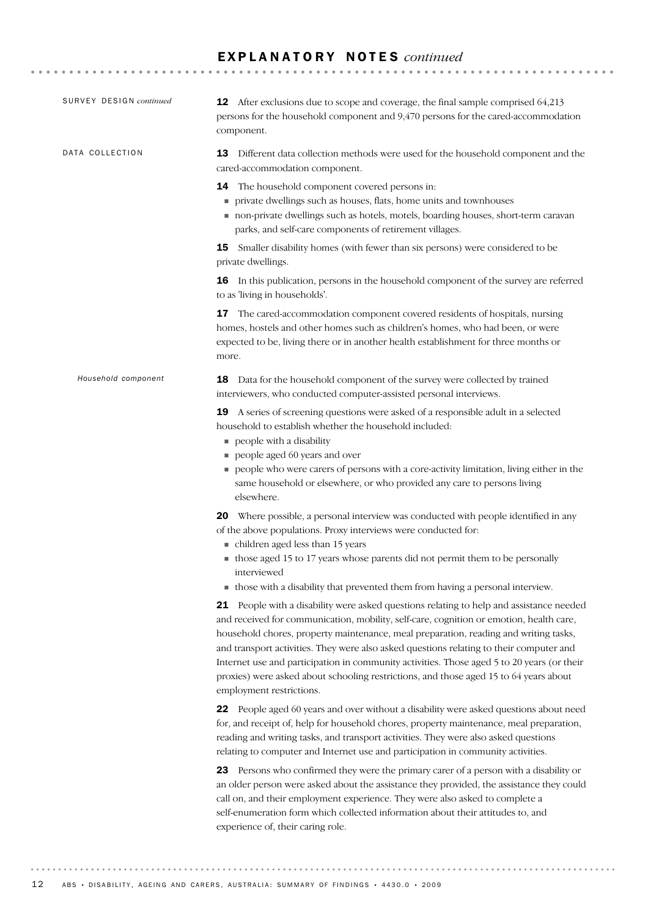## EXPLANATORY NOTES *continued*

SURVEY DESIGN *continued*

**12** After exclusions due to scope and coverage, the final sample comprised 64,213 persons for the household component and 9,470 persons for the cared-accommodation component.

### DATA COLLECTION

**13** Different data collection methods were used for the household component and the cared-accommodation component.

**14** The household component covered persons in:

- private dwellings such as houses, flats, home units and townhouses
- non-private dwellings such as hotels, motels, boarding houses, short-term caravan parks, and self-care components of retirement villages.

**15** Smaller disability homes (with fewer than six persons) were considered to be private dwellings.

**16** In this publication, persons in the household component of the survey are referred to as 'living in households'.

**17** The cared-accommodation component covered residents of hospitals, nursing homes, hostels and other homes such as children's homes, who had been, or were expected to be, living there or in another health establishment for three months or more.

#### *Household component*

**18** Data for the household component of the survey were collected by trained interviewers, who conducted computer-assisted personal interviews.

**19** A series of screening questions were asked of a responsible adult in a selected household to establish whether the household included:

- people with a disability
- people aged 60 years and over
- people who were carers of persons with a core-activity limitation, living either in the same household or elsewhere, or who provided any care to persons living elsewhere.

**20** Where possible, a personal interview was conducted with people identified in any of the above populations. Proxy interviews were conducted for:

- children aged less than 15 years
- those aged 15 to 17 years whose parents did not permit them to be personally interviewed
- those with a disability that prevented them from having a personal interview.

**21** People with a disability were asked questions relating to help and assistance needed and received for communication, mobility, self-care, cognition or emotion, health care, household chores, property maintenance, meal preparation, reading and writing tasks, and transport activities. They were also asked questions relating to their computer and Internet use and participation in community activities. Those aged 5 to 20 years (or their proxies) were asked about schooling restrictions, and those aged 15 to 64 years about employment restrictions.

**22** People aged 60 years and over without a disability were asked questions about need for, and receipt of, help for household chores, property maintenance, meal preparation, reading and writing tasks, and transport activities. They were also asked questions relating to computer and Internet use and participation in community activities.

**23** Persons who confirmed they were the primary carer of a person with a disability or an older person were asked about the assistance they provided, the assistance they could call on, and their employment experience. They were also asked to complete a self-enumeration form which collected information about their attitudes to, and experience of, their caring role.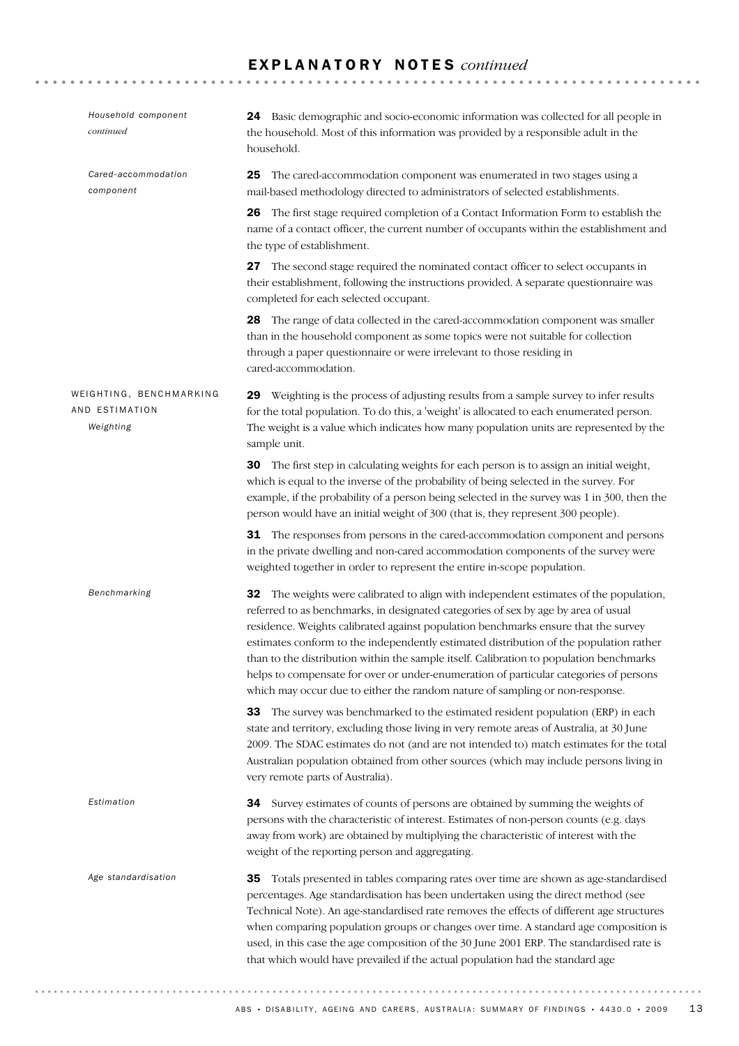*Household component continued*

**24** Basic demographic and socio-economic information was collected for all people in the household. Most of this information was provided by a responsible adult in the household.

*Cared-accommodation component*

**25** The cared-accommodation component was enumerated in two stages using a mail-based methodology directed to administrators of selected establishments.

**26** The first stage required completion of a Contact Information Form to establish the name of a contact officer, the current number of occupants within the establishment and the type of establishment.

**27** The second stage required the nominated contact officer to select occupants in their establishment, following the instructions provided. A separate questionnaire was completed for each selected occupant.

**28** The range of data collected in the cared-accommodation component was smaller than in the household component as some topics were not suitable for collection through a paper questionnaire or were irrelevant to those residing in cared-accommodation.

## WEIGHTING, BENCHMARKING AND ESTIMATION

*Weighting*

**29** Weighting is the process of adjusting results from a sample survey to infer results for the total population. To do this, a 'weight' is allocated to each enumerated person. The weight is a value which indicates how many population units are represented by the sample unit.

**30** The first step in calculating weights for each person is to assign an initial weight, which is equal to the inverse of the probability of being selected in the survey. For example, if the probability of a person being selected in the survey was 1 in 300, then the person would have an initial weight of 300 (that is, they represent 300 people).

**31** The responses from persons in the cared-accommodation component and persons in the private dwelling and non-cared accommodation components of the survey were weighted together in order to represent the entire in-scope population.

*Benchmarking*

**32** The weights were calibrated to align with independent estimates of the population, referred to as benchmarks, in designated categories of sex by age by area of usual residence. Weights calibrated against population benchmarks ensure that the survey estimates conform to the independently estimated distribution of the population rather than to the distribution within the sample itself. Calibration to population benchmarks helps to compensate for over or under-enumeration of particular categories of persons which may occur due to either the random nature of sampling or non-response.

**33** The survey was benchmarked to the estimated resident population (ERP) in each state and territory, excluding those living in very remote areas of Australia, at 30 June 2009. The SDAC estimates do not (and are not intended to) match estimates for the total Australian population obtained from other sources (which may include persons living in very remote parts of Australia).

*Estimation*

**34** Survey estimates of counts of persons are obtained by summing the weights of persons with the characteristic of interest. Estimates of non-person counts (e.g. days away from work) are obtained by multiplying the characteristic of interest with the weight of the reporting person and aggregating.

*Age standardisation*

**35** Totals presented in tables comparing rates over time are shown as age-standardised percentages. Age standardisation has been undertaken using the direct method (see Technical Note). An age-standardised rate removes the effects of different age structures when comparing population groups or changes over time. A standard age composition is used, in this case the age composition of the 30 June 2001 ERP. The standardised rate is that which would have prevailed if the actual population had the standard age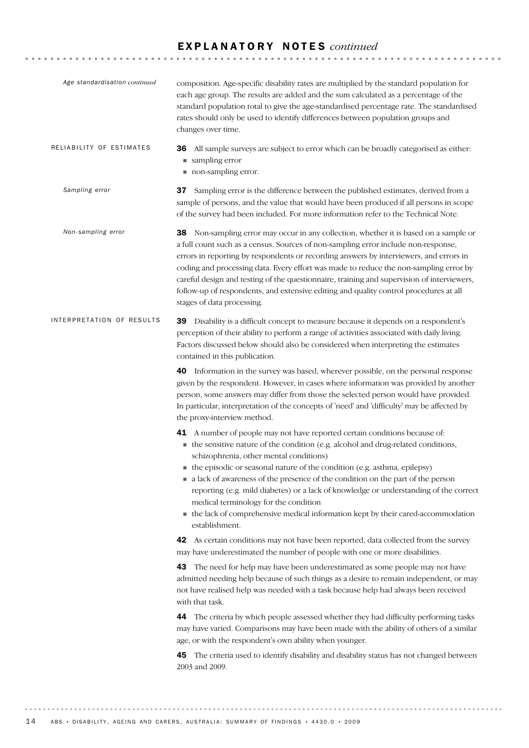# EXPLANATORY NOTES *continued*

*Age standardisation continued*

composition. Age-specific disability rates are multiplied by the standard population for each age group. The results are added and the sum calculated as a percentage of the standard population total to give the age-standardised percentage rate. The standardised rates should only be used to identify differences between population groups and changes over time.

## RELIABILITY OF ESTIMATES

**36** All sample surveys are subject to error which can be broadly categorised as either:

- sampling error
- non-sampling error.

*Sampling error*

**37** Sampling error is the difference between the published estimates, derived from a sample of persons, and the value that would have been produced if all persons in scope of the survey had been included. For more information refer to the Technical Note.

*Non-sampling error*

**38** Non-sampling error may occur in any collection, whether it is based on a sample or a full count such as a census. Sources of non-sampling error include non-response, errors in reporting by respondents or recording answers by interviewers, and errors in coding and processing data. Every effort was made to reduce the non-sampling error by careful design and testing of the questionnaire, training and supervision of interviewers, follow-up of respondents, and extensive editing and quality control procedures at all stages of data processing.

## INTERPRETATION OF RESULTS

**39** Disability is a difficult concept to measure because it depends on a respondent's perception of their ability to perform a range of activities associated with daily living. Factors discussed below should also be considered when interpreting the estimates contained in this publication.

**40** Information in the survey was based, wherever possible, on the personal response given by the respondent. However, in cases where information was provided by another person, some answers may differ from those the selected person would have provided. In particular, interpretation of the concepts of 'need' and 'difficulty' may be affected by the proxy-interview method.

**41** A number of people may not have reported certain conditions because of:

- the sensitive nature of the condition (e.g. alcohol and drug-related conditions, schizophrenia, other mental conditions)
- the episodic or seasonal nature of the condition (e.g. asthma, epilepsy)
- a lack of awareness of the presence of the condition on the part of the person reporting (e.g. mild diabetes) or a lack of knowledge or understanding of the correct medical terminology for the condition
- the lack of comprehensive medical information kept by their cared-accommodation establishment.

**42** As certain conditions may not have been reported, data collected from the survey may have underestimated the number of people with one or more disabilities.

**43** The need for help may have been underestimated as some people may not have admitted needing help because of such things as a desire to remain independent, or may not have realised help was needed with a task because help had always been received with that task.

**44** The criteria by which people assessed whether they had difficulty performing tasks may have varied. Comparisons may have been made with the ability of others of a similar age, or with the respondent's own ability when younger.

**45** The criteria used to identify disability and disability status has not changed between 2003 and 2009.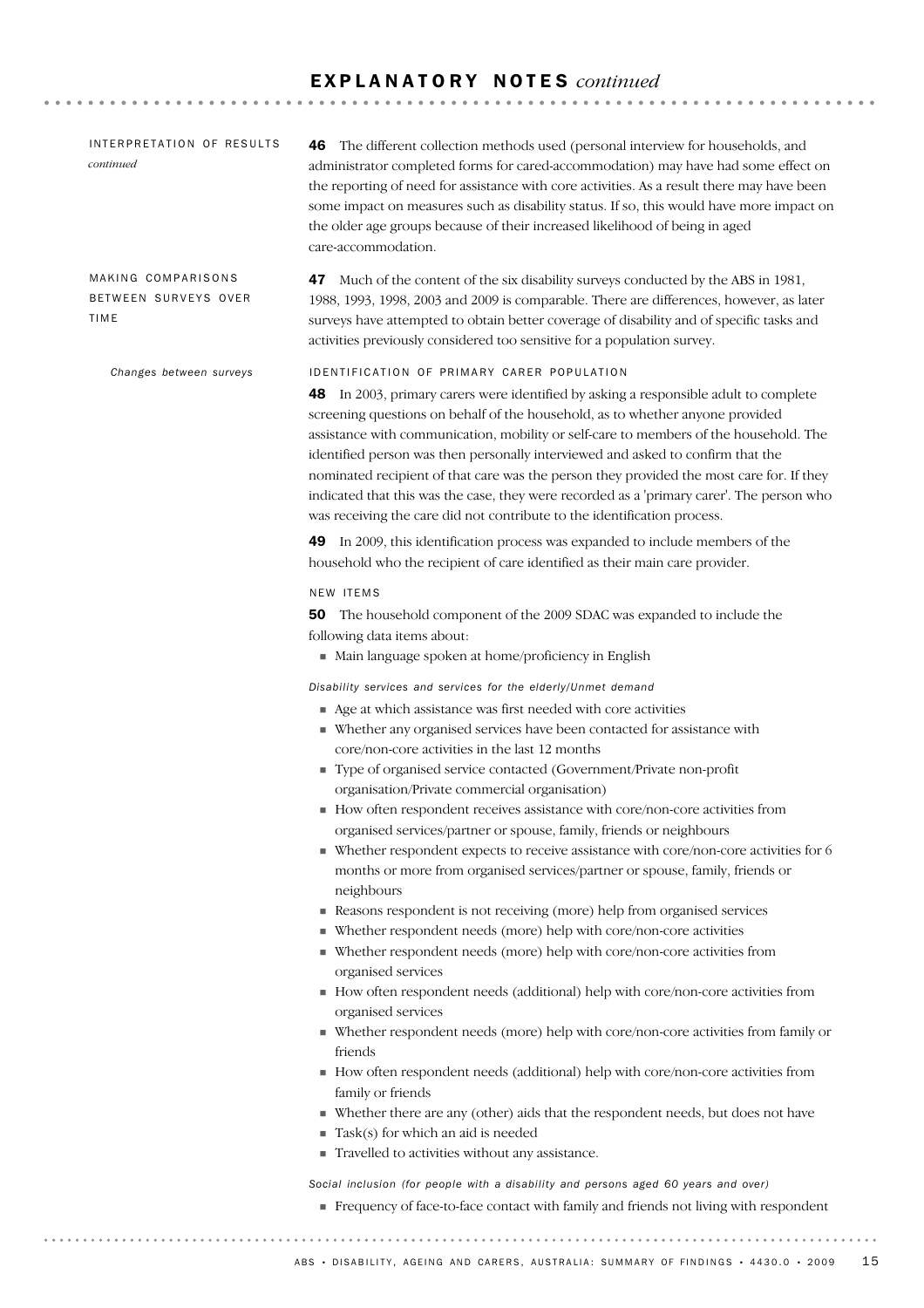## EXPLANATORY NOTES *continued*

INTERPRETATION OF RESULTS *continued*

**46** The different collection methods used (personal interview for households, and administrator completed forms for cared-accommodation) may have had some effect on the reporting of need for assistance with core activities. As a result there may have been some impact on measures such as disability status. If so, this would have more impact on the older age groups because of their increased likelihood of being in aged care-accommodation.

### MAKING COMPARISONS BETWEEN SURVEYS OVER TIME

**47** Much of the content of the six disability surveys conducted by the ABS in 1981, 1988, 1993, 1998, 2003 and 2009 is comparable. There are differences, however, as later surveys have attempted to obtain better coverage of disability and of specific tasks and activities previously considered too sensitive for a population survey.

*Changes between surveys*

#### IDENTIFICATION OF PRIMARY CARER POPULATION

**48** In 2003, primary carers were identified by asking a responsible adult to complete screening questions on behalf of the household, as to whether anyone provided assistance with communication, mobility or self-care to members of the household. The identified person was then personally interviewed and asked to confirm that the nominated recipient of that care was the person they provided the most care for. If they indicated that this was the case, they were recorded as a 'primary carer'. The person who was receiving the care did not contribute to the identification process.

**49** In 2009, this identification process was expanded to include members of the household who the recipient of care identified as their main care provider.

#### NEW ITEMS

**50** The household component of the 2009 SDAC was expanded to include the following data items about:

- Main language spoken at home/proficiency in English

*Disability services and services for the elderly/Unmet demand*

- Age at which assistance was first needed with core activities
- Whether any organised services have been contacted for assistance with core/non-core activities in the last 12 months
- Type of organised service contacted (Government/Private non-profit organisation/Private commercial organisation)
- How often respondent receives assistance with core/non-core activities from organised services/partner or spouse, family, friends or neighbours
- Whether respondent expects to receive assistance with core/non-core activities for 6 months or more from organised services/partner or spouse, family, friends or neighbours
- Reasons respondent is not receiving (more) help from organised services
- Whether respondent needs (more) help with core/non-core activities
- Whether respondent needs (more) help with core/non-core activities from organised services
- How often respondent needs (additional) help with core/non-core activities from organised services
- Whether respondent needs (more) help with core/non-core activities from family or friends
- How often respondent needs (additional) help with core/non-core activities from family or friends
- Whether there are any (other) aids that the respondent needs, but does not have
- Task(s) for which an aid is needed
- Travelled to activities without any assistance.

*Social inclusion (for people with a disability and persons aged 60 years and over)*

- Frequency of face-to-face contact with family and friends not living with respondent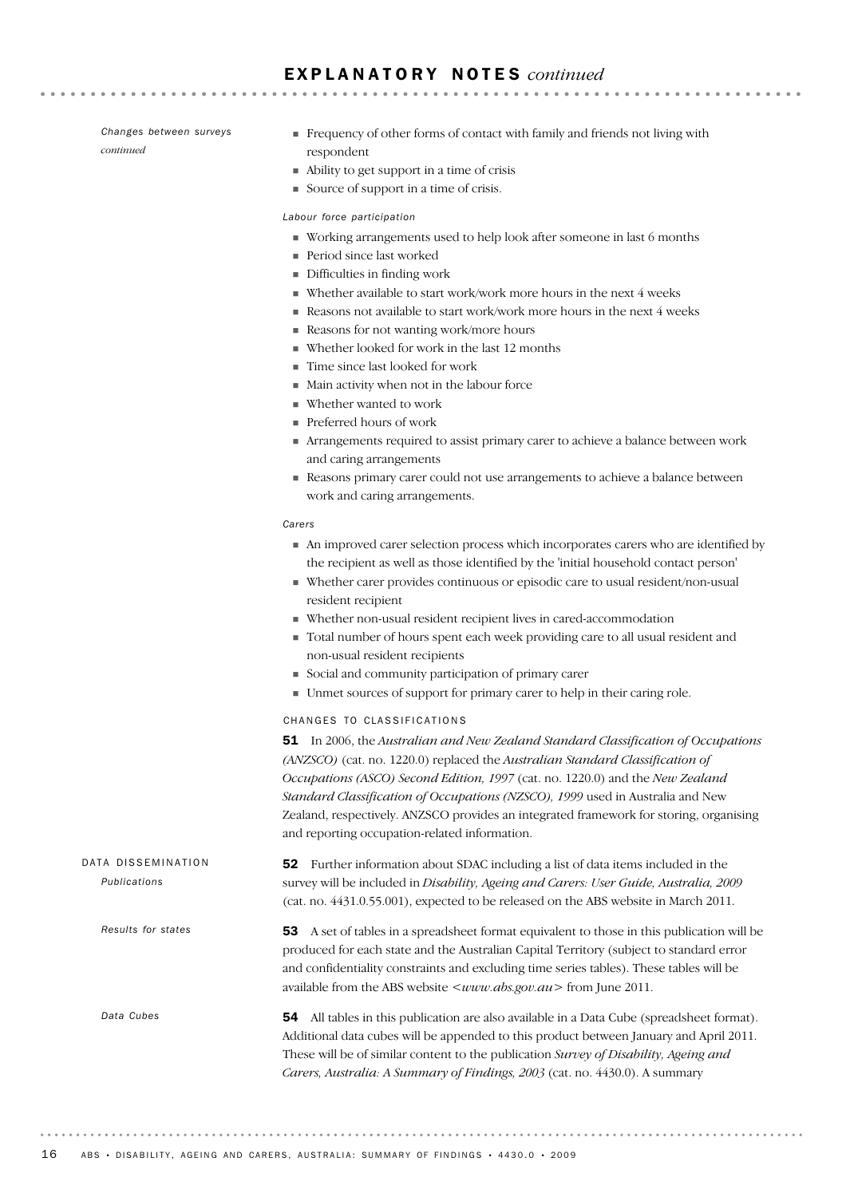# EXPLANATORY NOTES *continued*

*Changes between surveys continued*

- Frequency of other forms of contact with family and friends not living with respondent
- Ability to get support in a time of crisis
- Source of support in a time of crisis.

*Labour force participation*

- Working arrangements used to help look after someone in last 6 months
- Period since last worked
- Difficulties in finding work
- Whether available to start work/work more hours in the next 4 weeks
- Reasons not available to start work/work more hours in the next 4 weeks
- Reasons for not wanting work/more hours
- Whether looked for work in the last 12 months
- Time since last looked for work
- Main activity when not in the labour force
- Whether wanted to work
- Preferred hours of work
- Arrangements required to assist primary carer to achieve a balance between work and caring arrangements
- Reasons primary carer could not use arrangements to achieve a balance between work and caring arrangements.

*Carers*

- An improved carer selection process which incorporates carers who are identified by the recipient as well as those identified by the 'initial household contact person'
- Whether carer provides continuous or episodic care to usual resident/non-usual resident recipient
- Whether non-usual resident recipient lives in cared-accommodation
- Total number of hours spent each week providing care to all usual resident and non-usual resident recipients
- Social and community participation of primary carer
- Unmet sources of support for primary carer to help in their caring role.

## CHANGES TO CLASSIFICATIONS

**51** In 2006, the *Australian and New Zealand Standard Classification of Occupations (ANZSCO)* (cat. no. 1220.0) replaced the *Australian Standard Classification of Occupations (ASCO) Second Edition, 1997* (cat. no. 1220.0) and the *New Zealand Standard Classification of Occupations (NZSCO), 1999* used in Australia and New Zealand, respectively. ANZSCO provides an integrated framework for storing, organising and reporting occupation-related information.

## DATA DISSEMINATION

*Publications*

**52** Further information about SDAC including a list of data items included in the survey will be included in *Disability, Ageing and Carers: User Guide, Australia, 2009* (cat. no. 4431.0.55.001), expected to be released on the ABS website in March 2011.

*Results for states*

**53** A set of tables in a spreadsheet format equivalent to those in this publication will be produced for each state and the Australian Capital Territory (subject to standard error and confidentiality constraints and excluding time series tables). These tables will be available from the ABS website <*www.abs.gov.au*> from June 2011.

*Data Cubes*

**54** All tables in this publication are also available in a Data Cube (spreadsheet format). Additional data cubes will be appended to this product between January and April 2011. These will be of similar content to the publication *Survey of Disability, Ageing and Carers, Australia: A Summary of Findings, 2003* (cat. no. 4430.0). A summary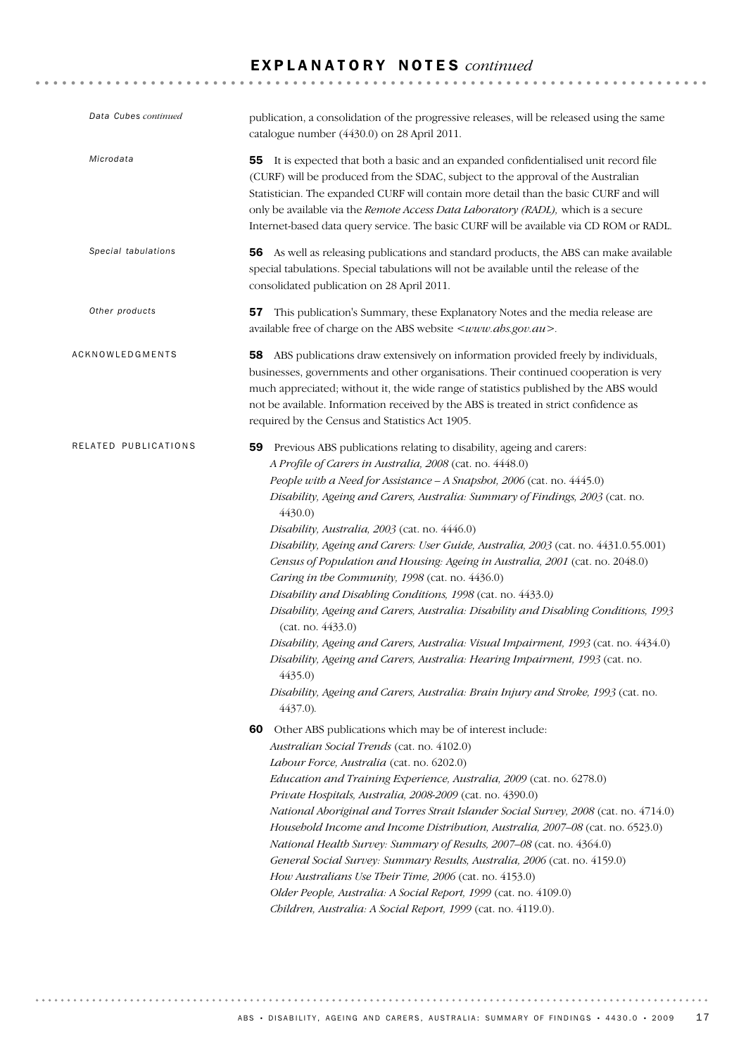## EXPLANATORY NOTES *continued*

*Data Cubes continued*

publication, a consolidation of the progressive releases, will be released using the same catalogue number (4430.0) on 28 April 2011.

*Microdata*

**55** It is expected that both a basic and an expanded confidentialised unit record file (CURF) will be produced from the SDAC, subject to the approval of the Australian Statistician. The expanded CURF will contain more detail than the basic CURF and will only be available via the *Remote Access Data Laboratory (RADL),* which is a secure Internet-based data query service. The basic CURF will be available via CD ROM or RADL.

*Special tabulations*

**56** As well as releasing publications and standard products, the ABS can make available special tabulations. Special tabulations will not be available until the release of the consolidated publication on 28 April 2011.

*Other products*

**57** This publication's Summary, these Explanatory Notes and the media release are available free of charge on the ABS website <*www.abs.gov.au*>.

### ACKNOWLEDGMENTS

**58** ABS publications draw extensively on information provided freely by individuals, businesses, governments and other organisations. Their continued cooperation is very much appreciated; without it, the wide range of statistics published by the ABS would not be available. Information received by the ABS is treated in strict confidence as required by the Census and Statistics Act 1905.

### RELATED PUBLICATIONS

**59** Previous ABS publications relating to disability, ageing and carers:

*A Profile of Carers in Australia, 2008* (cat. no. 4448.0)
*People with a Need for Assistance – A Snapshot, 2006* (cat. no. 4445.0)
*Disability, Ageing and Carers, Australia: Summary of Findings, 2003* (cat. no. 4430.0)
*Disability, Australia, 2003* (cat. no. 4446.0)
*Disability, Ageing and Carers: User Guide, Australia, 2003* (cat. no. 4431.0.55.001)
*Census of Population and Housing: Ageing in Australia, 2001* (cat. no. 2048.0)
*Caring in the Community, 1998* (cat. no. 4436.0)
*Disability and Disabling Conditions, 1998* (cat. no. 4433.0)
*Disability, Ageing and Carers, Australia: Disability and Disabling Conditions, 1993* (cat. no. 4433.0)
*Disability, Ageing and Carers, Australia: Visual Impairment, 1993* (cat. no. 4434.0)
*Disability, Ageing and Carers, Australia: Hearing Impairment, 1993* (cat. no. 4435.0)
*Disability, Ageing and Carers, Australia: Brain Injury and Stroke, 1993* (cat. no. 4437.0).

**60** Other ABS publications which may be of interest include:

*Australian Social Trends* (cat. no. 4102.0)
*Labour Force, Australia* (cat. no. 6202.0)
*Education and Training Experience, Australia, 2009* (cat. no. 6278.0)
*Private Hospitals, Australia, 2008-2009* (cat. no. 4390.0)
*National Aboriginal and Torres Strait Islander Social Survey, 2008* (cat. no. 4714.0)
*Household Income and Income Distribution, Australia, 2007–08* (cat. no. 6523.0)
*National Health Survey: Summary of Results, 2007–08* (cat. no. 4364.0)
*General Social Survey: Summary Results, Australia, 2006* (cat. no. 4159.0)
*How Australians Use Their Time, 2006* (cat. no. 4153.0)
*Older People, Australia: A Social Report, 1999* (cat. no. 4109.0)
*Children, Australia: A Social Report, 1999* (cat. no. 4119.0).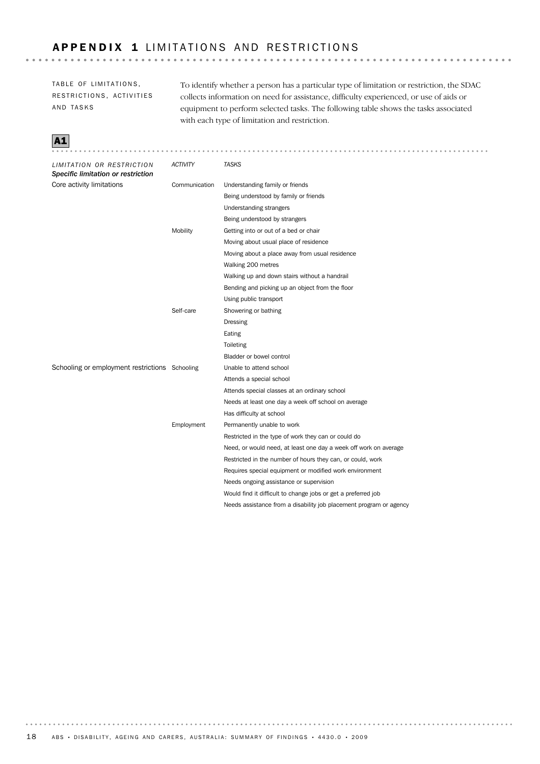# APPENDIX 1 LIMITATIONS AND RESTRICTIONS

TABLE OF LIMITATIONS, RESTRICTIONS, ACTIVITIES AND TASKS

To identify whether a person has a particular type of limitation or restriction, the SDAC collects information on need for assistance, difficulty experienced, or use of aids or equipment to perform selected tasks. The following table shows the tasks associated with each type of limitation and restriction.

**A1**

| *LIMITATION OR RESTRICTION* / ***Specific limitation or restriction*** | *ACTIVITY* | *TASKS* |
|---|---|---|
| Core activity limitations | Communication | Understanding family or friends |
| | | Being understood by family or friends |
| | | Understanding strangers |
| | | Being understood by strangers |
| | Mobility | Getting into or out of a bed or chair |
| | | Moving about usual place of residence |
| | | Moving about a place away from usual residence |
| | | Walking 200 metres |
| | | Walking up and down stairs without a handrail |
| | | Bending and picking up an object from the floor |
| | | Using public transport |
| | Self-care | Showering or bathing |
| | | Dressing |
| | | Eating |
| | | Toileting |
| | | Bladder or bowel control |
| Schooling or employment restrictions | Schooling | Unable to attend school |
| | | Attends a special school |
| | | Attends special classes at an ordinary school |
| | | Needs at least one day a week off school on average |
| | | Has difficulty at school |
| | Employment | Permanently unable to work |
| | | Restricted in the type of work they can or could do |
| | | Need, or would need, at least one day a week off work on average |
| | | Restricted in the number of hours they can, or could, work |
| | | Requires special equipment or modified work environment |
| | | Needs ongoing assistance or supervision |
| | | Would find it difficult to change jobs or get a preferred job |
| | | Needs assistance from a disability job placement program or agency |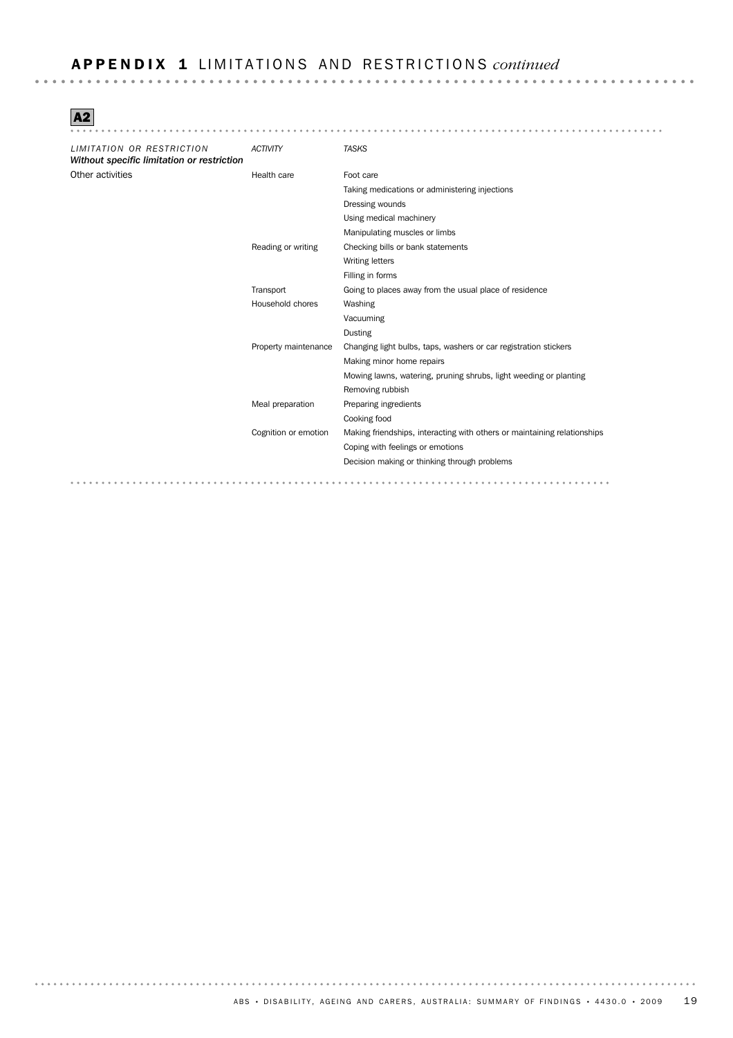## APPENDIX 1 LIMITATIONS AND RESTRICTIONS *continued*

**A2**

| *LIMITATION OR RESTRICTION* | *ACTIVITY* | *TASKS* |
|---|---|---|
| ***Without specific limitation or restriction*** | | |
| Other activities | Health care | Foot care |
| | | Taking medications or administering injections |
| | | Dressing wounds |
| | | Using medical machinery |
| | | Manipulating muscles or limbs |
| | Reading or writing | Checking bills or bank statements |
| | | Writing letters |
| | | Filling in forms |
| | Transport | Going to places away from the usual place of residence |
| | Household chores | Washing |
| | | Vacuuming |
| | | Dusting |
| | Property maintenance | Changing light bulbs, taps, washers or car registration stickers |
| | | Making minor home repairs |
| | | Mowing lawns, watering, pruning shrubs, light weeding or planting |
| | | Removing rubbish |
| | Meal preparation | Preparing ingredients |
| | | Cooking food |
| | Cognition or emotion | Making friendships, interacting with others or maintaining relationships |
| | | Coping with feelings or emotions |
| | | Decision making or thinking through problems |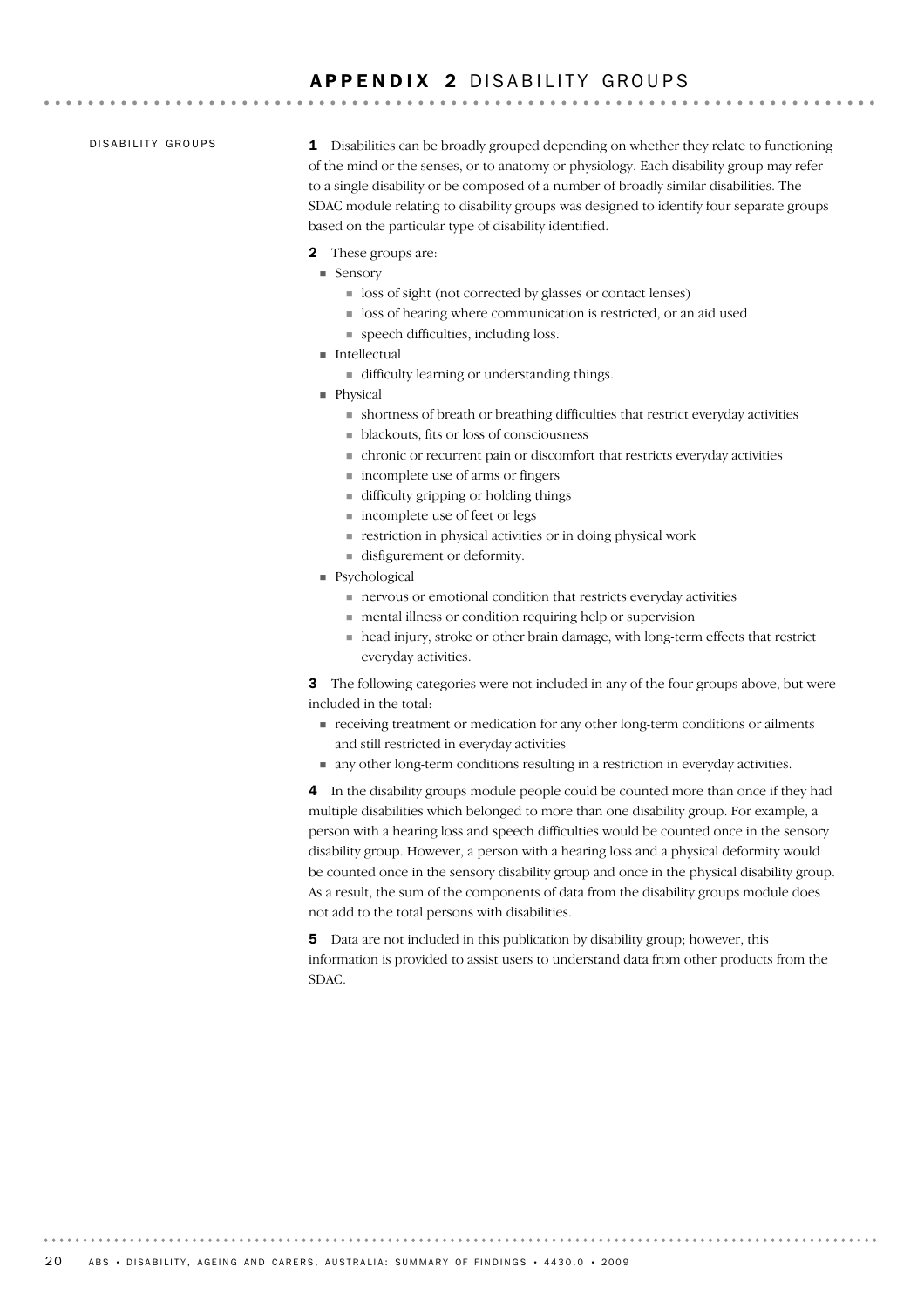# APPENDIX 2 DISABILITY GROUPS

## DISABILITY GROUPS

**1** Disabilities can be broadly grouped depending on whether they relate to functioning of the mind or the senses, or to anatomy or physiology. Each disability group may refer to a single disability or be composed of a number of broadly similar disabilities. The SDAC module relating to disability groups was designed to identify four separate groups based on the particular type of disability identified.

**2** These groups are:

- Sensory
  - loss of sight (not corrected by glasses or contact lenses)
  - loss of hearing where communication is restricted, or an aid used
  - speech difficulties, including loss.
- Intellectual
  - difficulty learning or understanding things.
- Physical
  - shortness of breath or breathing difficulties that restrict everyday activities
  - blackouts, fits or loss of consciousness
  - chronic or recurrent pain or discomfort that restricts everyday activities
  - incomplete use of arms or fingers
  - difficulty gripping or holding things
  - incomplete use of feet or legs
  - restriction in physical activities or in doing physical work
  - disfigurement or deformity.
- Psychological
  - nervous or emotional condition that restricts everyday activities
  - mental illness or condition requiring help or supervision
  - head injury, stroke or other brain damage, with long-term effects that restrict everyday activities.

**3** The following categories were not included in any of the four groups above, but were included in the total:

- receiving treatment or medication for any other long-term conditions or ailments and still restricted in everyday activities
- any other long-term conditions resulting in a restriction in everyday activities.

**4** In the disability groups module people could be counted more than once if they had multiple disabilities which belonged to more than one disability group. For example, a person with a hearing loss and speech difficulties would be counted once in the sensory disability group. However, a person with a hearing loss and a physical deformity would be counted once in the sensory disability group and once in the physical disability group. As a result, the sum of the components of data from the disability groups module does not add to the total persons with disabilities.

**5** Data are not included in this publication by disability group; however, this information is provided to assist users to understand data from other products from the SDAC.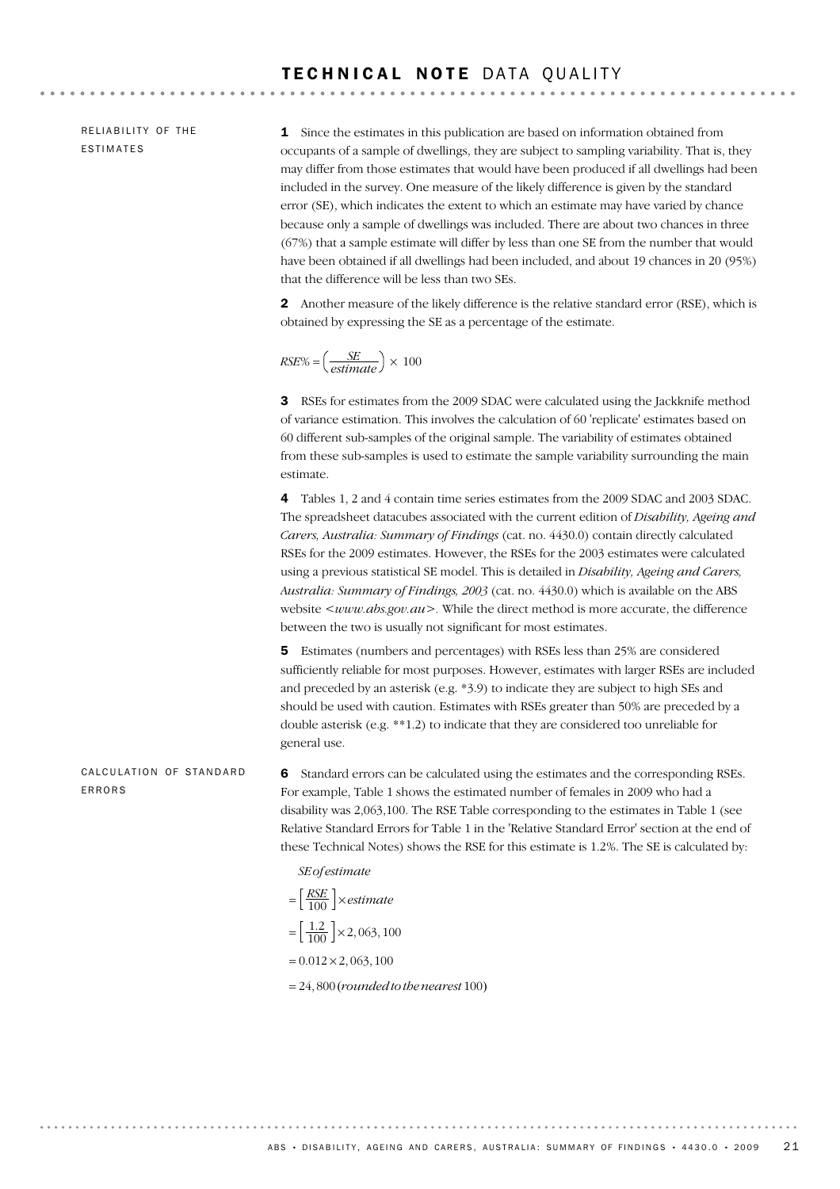# TECHNICAL NOTE DATA QUALITY

## RELIABILITY OF THE ESTIMATES

**1** Since the estimates in this publication are based on information obtained from occupants of a sample of dwellings, they are subject to sampling variability. That is, they may differ from those estimates that would have been produced if all dwellings had been included in the survey. One measure of the likely difference is given by the standard error (SE), which indicates the extent to which an estimate may have varied by chance because only a sample of dwellings was included. There are about two chances in three (67%) that a sample estimate will differ by less than one SE from the number that would have been obtained if all dwellings had been included, and about 19 chances in 20 (95%) that the difference will be less than two SEs.

**2** Another measure of the likely difference is the relative standard error (RSE), which is obtained by expressing the SE as a percentage of the estimate.

$$RSE\% = \left(\frac{SE}{estimate}\right) \times 100$$

**3** RSEs for estimates from the 2009 SDAC were calculated using the Jackknife method of variance estimation. This involves the calculation of 60 'replicate' estimates based on 60 different sub-samples of the original sample. The variability of estimates obtained from these sub-samples is used to estimate the sample variability surrounding the main estimate.

**4** Tables 1, 2 and 4 contain time series estimates from the 2009 SDAC and 2003 SDAC. The spreadsheet datacubes associated with the current edition of *Disability, Ageing and Carers, Australia: Summary of Findings* (cat. no. 4430.0) contain directly calculated RSEs for the 2009 estimates. However, the RSEs for the 2003 estimates were calculated using a previous statistical SE model. This is detailed in *Disability, Ageing and Carers, Australia: Summary of Findings, 2003* (cat. no. 4430.0) which is available on the ABS website <*www.abs.gov.au*>. While the direct method is more accurate, the difference between the two is usually not significant for most estimates.

**5** Estimates (numbers and percentages) with RSEs less than 25% are considered sufficiently reliable for most purposes. However, estimates with larger RSEs are included and preceded by an asterisk (e.g. *3.9) to indicate they are subject to high SEs and should be used with caution. Estimates with RSEs greater than 50% are preceded by a double asterisk (e.g. **1.2) to indicate that they are considered too unreliable for general use.

## CALCULATION OF STANDARD ERRORS

**6** Standard errors can be calculated using the estimates and the corresponding RSEs. For example, Table 1 shows the estimated number of females in 2009 who had a disability was 2,063,100. The RSE Table corresponding to the estimates in Table 1 (see Relative Standard Errors for Table 1 in the 'Relative Standard Error' section at the end of these Technical Notes) shows the RSE for this estimate is 1.2%. The SE is calculated by:

$$\begin{aligned}
&SE\,of\,estimate \\
&= \left[\frac{RSE}{100}\right] \times estimate \\
&= \left[\frac{1.2}{100}\right] \times 2,063,100 \\
&= 0.012 \times 2,063,100 \\
&= 24,800\,(rounded\,to\,the\,nearest\,100)
\end{aligned}$$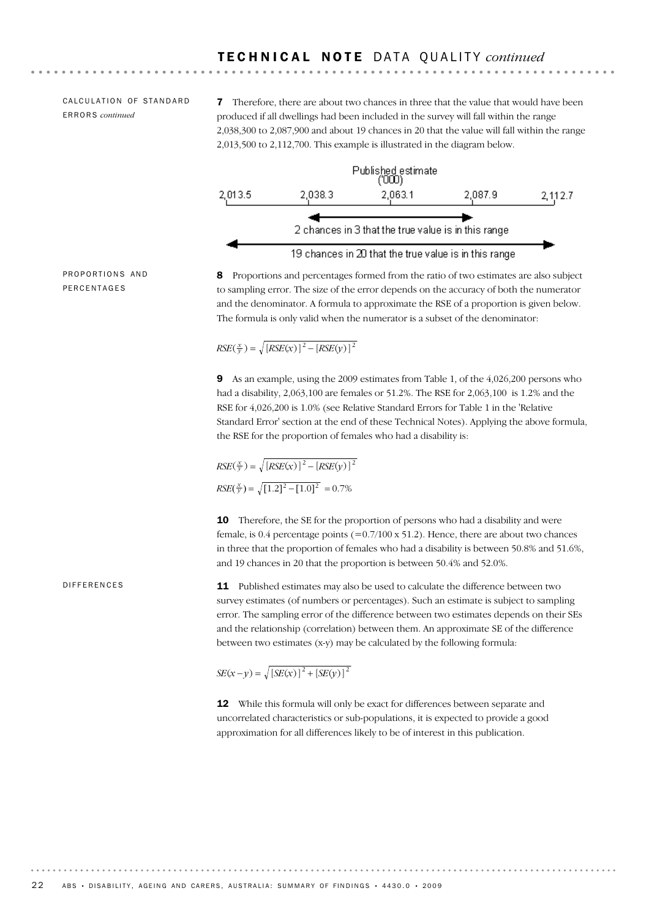## TECHNICAL NOTE DATA QUALITY *continued*

CALCULATION OF STANDARD ERRORS *continued*

**7** Therefore, there are about two chances in three that the value that would have been produced if all dwellings had been included in the survey will fall within the range 2,038,300 to 2,087,900 and about 19 chances in 20 that the value will fall within the range 2,013,500 to 2,112,700. This example is illustrated in the diagram below.

Published estimate ('000)

2,013.5 — 2,038.3 — 2,063.1 — 2,087.9 — 2,112.7

2 chances in 3 that the true value is in this range

19 chances in 20 that the true value is in this range

PROPORTIONS AND PERCENTAGES

**8** Proportions and percentages formed from the ratio of two estimates are also subject to sampling error. The size of the error depends on the accuracy of both the numerator and the denominator. A formula to approximate the RSE of a proportion is given below. The formula is only valid when the numerator is a subset of the denominator:

$$RSE(\tfrac{x}{y}) = \sqrt{[RSE(x)]^2 - [RSE(y)]^2}$$

**9** As an example, using the 2009 estimates from Table 1, of the 4,026,200 persons who had a disability, 2,063,100 are females or 51.2%. The RSE for 2,063,100 is 1.2% and the RSE for 4,026,200 is 1.0% (see Relative Standard Errors for Table 1 in the 'Relative Standard Error' section at the end of these Technical Notes). Applying the above formula, the RSE for the proportion of females who had a disability is:

$$RSE(\tfrac{x}{y}) = \sqrt{[RSE(x)]^2 - [RSE(y)]^2}$$

$$RSE(\tfrac{x}{y}) = \sqrt{[1.2]^2 - [1.0]^2} = 0.7\%$$

**10** Therefore, the SE for the proportion of persons who had a disability and were female, is 0.4 percentage points (=0.7/100 x 51.2). Hence, there are about two chances in three that the proportion of females who had a disability is between 50.8% and 51.6%, and 19 chances in 20 that the proportion is between 50.4% and 52.0%.

DIFFERENCES

**11** Published estimates may also be used to calculate the difference between two survey estimates (of numbers or percentages). Such an estimate is subject to sampling error. The sampling error of the difference between two estimates depends on their SEs and the relationship (correlation) between them. An approximate SE of the difference between two estimates (x-y) may be calculated by the following formula:

$$SE(x-y) = \sqrt{[SE(x)]^2 + [SE(y)]^2}$$

**12** While this formula will only be exact for differences between separate and uncorrelated characteristics or sub-populations, it is expected to provide a good approximation for all differences likely to be of interest in this publication.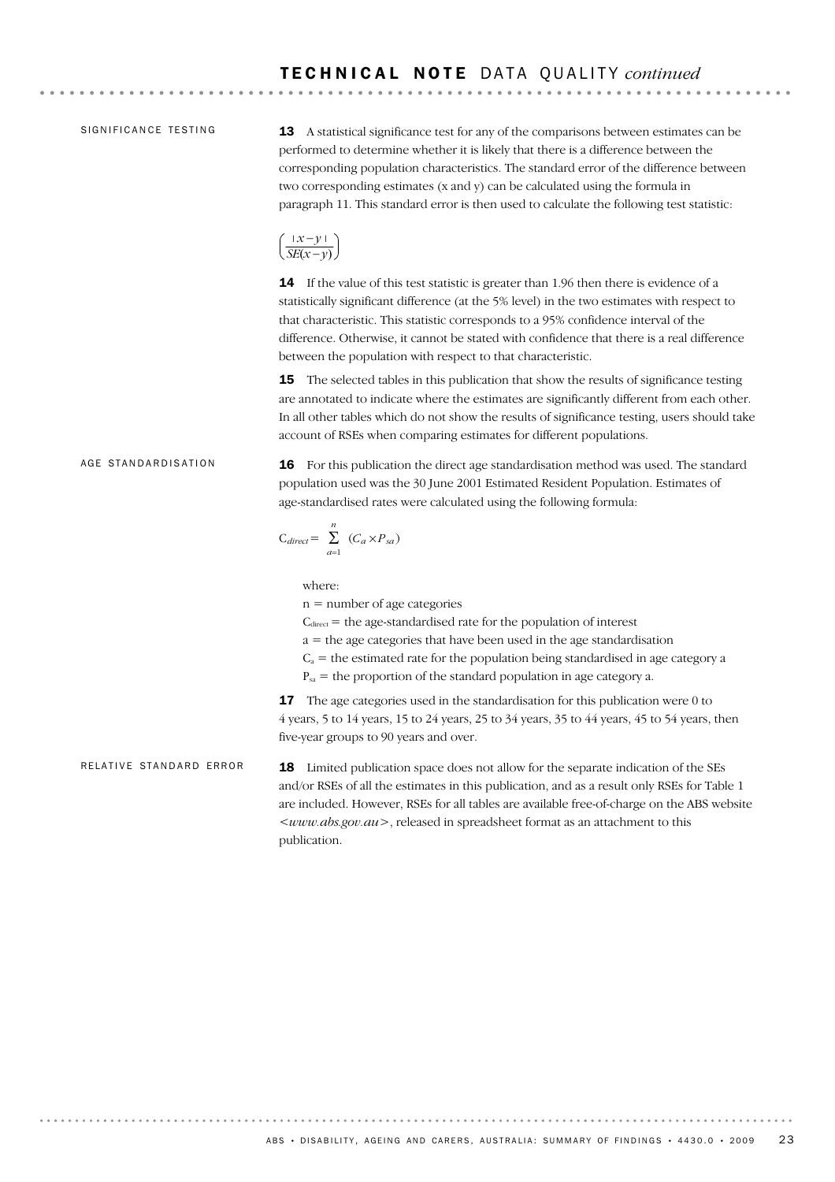## TECHNICAL NOTE DATA QUALITY *continued*

### SIGNIFICANCE TESTING

**13** A statistical significance test for any of the comparisons between estimates can be performed to determine whether it is likely that there is a difference between the corresponding population characteristics. The standard error of the difference between two corresponding estimates (x and y) can be calculated using the formula in paragraph 11. This standard error is then used to calculate the following test statistic:

$$\left(\frac{|x-y|}{SE(x-y)}\right)$$

**14** If the value of this test statistic is greater than 1.96 then there is evidence of a statistically significant difference (at the 5% level) in the two estimates with respect to that characteristic. This statistic corresponds to a 95% confidence interval of the difference. Otherwise, it cannot be stated with confidence that there is a real difference between the population with respect to that characteristic.

**15** The selected tables in this publication that show the results of significance testing are annotated to indicate where the estimates are significantly different from each other. In all other tables which do not show the results of significance testing, users should take account of RSEs when comparing estimates for different populations.

### AGE STANDARDISATION

**16** For this publication the direct age standardisation method was used. The standard population used was the 30 June 2001 Estimated Resident Population. Estimates of age-standardised rates were calculated using the following formula:

$$C_{direct} = \sum_{a=1}^{n} (C_a \times P_{sa})$$

where:

$n$ = number of age categories

$C_{direct}$ = the age-standardised rate for the population of interest

$a$ = the age categories that have been used in the age standardisation

$C_a$ = the estimated rate for the population being standardised in age category a

$P_{sa}$ = the proportion of the standard population in age category a.

**17** The age categories used in the standardisation for this publication were 0 to 4 years, 5 to 14 years, 15 to 24 years, 25 to 34 years, 35 to 44 years, 45 to 54 years, then five-year groups to 90 years and over.

### RELATIVE STANDARD ERROR

**18** Limited publication space does not allow for the separate indication of the SEs and/or RSEs of all the estimates in this publication, and as a result only RSEs for Table 1 are included. However, RSEs for all tables are available free-of-charge on the ABS website <*www.abs.gov.au*>, released in spreadsheet format as an attachment to this publication.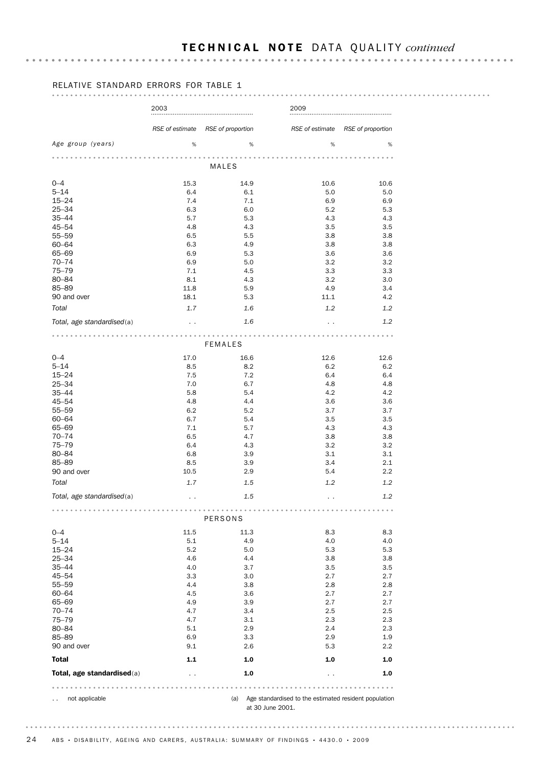## TECHNICAL NOTE DATA QUALITY *continued*

RELATIVE STANDARD ERRORS FOR TABLE 1

| | 2003 | | 2009 | |
|---|---|---|---|---|
| | *RSE of estimate* | *RSE of proportion* | *RSE of estimate* | *RSE of proportion* |
| *Age group (years)* | % | % | % | % |
| **MALES** | | | | |
| 0–4 | 15.3 | 14.9 | 10.6 | 10.6 |
| 5–14 | 6.4 | 6.1 | 5.0 | 5.0 |
| 15–24 | 7.4 | 7.1 | 6.9 | 6.9 |
| 25–34 | 6.3 | 6.0 | 5.2 | 5.3 |
| 35–44 | 5.7 | 5.3 | 4.3 | 4.3 |
| 45–54 | 4.8 | 4.3 | 3.5 | 3.5 |
| 55–59 | 6.5 | 5.5 | 3.8 | 3.8 |
| 60–64 | 6.3 | 4.9 | 3.8 | 3.8 |
| 65–69 | 6.9 | 5.3 | 3.6 | 3.6 |
| 70–74 | 6.9 | 5.0 | 3.2 | 3.2 |
| 75–79 | 7.1 | 4.5 | 3.3 | 3.3 |
| 80–84 | 8.1 | 4.3 | 3.2 | 3.0 |
| 85–89 | 11.8 | 5.9 | 4.9 | 3.4 |
| 90 and over | 18.1 | 5.3 | 11.1 | 4.2 |
| *Total* | *1.7* | *1.6* | *1.2* | *1.2* |
| *Total, age standardised*(a) | . . | *1.6* | . . | *1.2* |
| **FEMALES** | | | | |
| 0–4 | 17.0 | 16.6 | 12.6 | 12.6 |
| 5–14 | 8.5 | 8.2 | 6.2 | 6.2 |
| 15–24 | 7.5 | 7.2 | 6.4 | 6.4 |
| 25–34 | 7.0 | 6.7 | 4.8 | 4.8 |
| 35–44 | 5.8 | 5.4 | 4.2 | 4.2 |
| 45–54 | 4.8 | 4.4 | 3.6 | 3.6 |
| 55–59 | 6.2 | 5.2 | 3.7 | 3.7 |
| 60–64 | 6.7 | 5.4 | 3.5 | 3.5 |
| 65–69 | 7.1 | 5.7 | 4.3 | 4.3 |
| 70–74 | 6.5 | 4.7 | 3.8 | 3.8 |
| 75–79 | 6.4 | 4.3 | 3.2 | 3.2 |
| 80–84 | 6.8 | 3.9 | 3.1 | 3.1 |
| 85–89 | 8.5 | 3.9 | 3.4 | 2.1 |
| 90 and over | 10.5 | 2.9 | 5.4 | 2.2 |
| *Total* | *1.7* | *1.5* | *1.2* | *1.2* |
| *Total, age standardised*(a) | . . | *1.5* | . . | *1.2* |
| **PERSONS** | | | | |
| 0–4 | 11.5 | 11.3 | 8.3 | 8.3 |
| 5–14 | 5.1 | 4.9 | 4.0 | 4.0 |
| 15–24 | 5.2 | 5.0 | 5.3 | 5.3 |
| 25–34 | 4.6 | 4.4 | 3.8 | 3.8 |
| 35–44 | 4.0 | 3.7 | 3.5 | 3.5 |
| 45–54 | 3.3 | 3.0 | 2.7 | 2.7 |
| 55–59 | 4.4 | 3.8 | 2.8 | 2.8 |
| 60–64 | 4.5 | 3.6 | 2.7 | 2.7 |
| 65–69 | 4.9 | 3.9 | 2.7 | 2.7 |
| 70–74 | 4.7 | 3.4 | 2.5 | 2.5 |
| 75–79 | 4.7 | 3.1 | 2.3 | 2.3 |
| 80–84 | 5.1 | 2.9 | 2.4 | 2.3 |
| 85–89 | 6.9 | 3.3 | 2.9 | 1.9 |
| 90 and over | 9.1 | 2.6 | 5.3 | 2.2 |
| **Total** | **1.1** | **1.0** | **1.0** | **1.0** |
| **Total, age standardised**(a) | . . | **1.0** | . . | **1.0** |

. . not applicable

(a) Age standardised to the estimated resident population at 30 June 2001.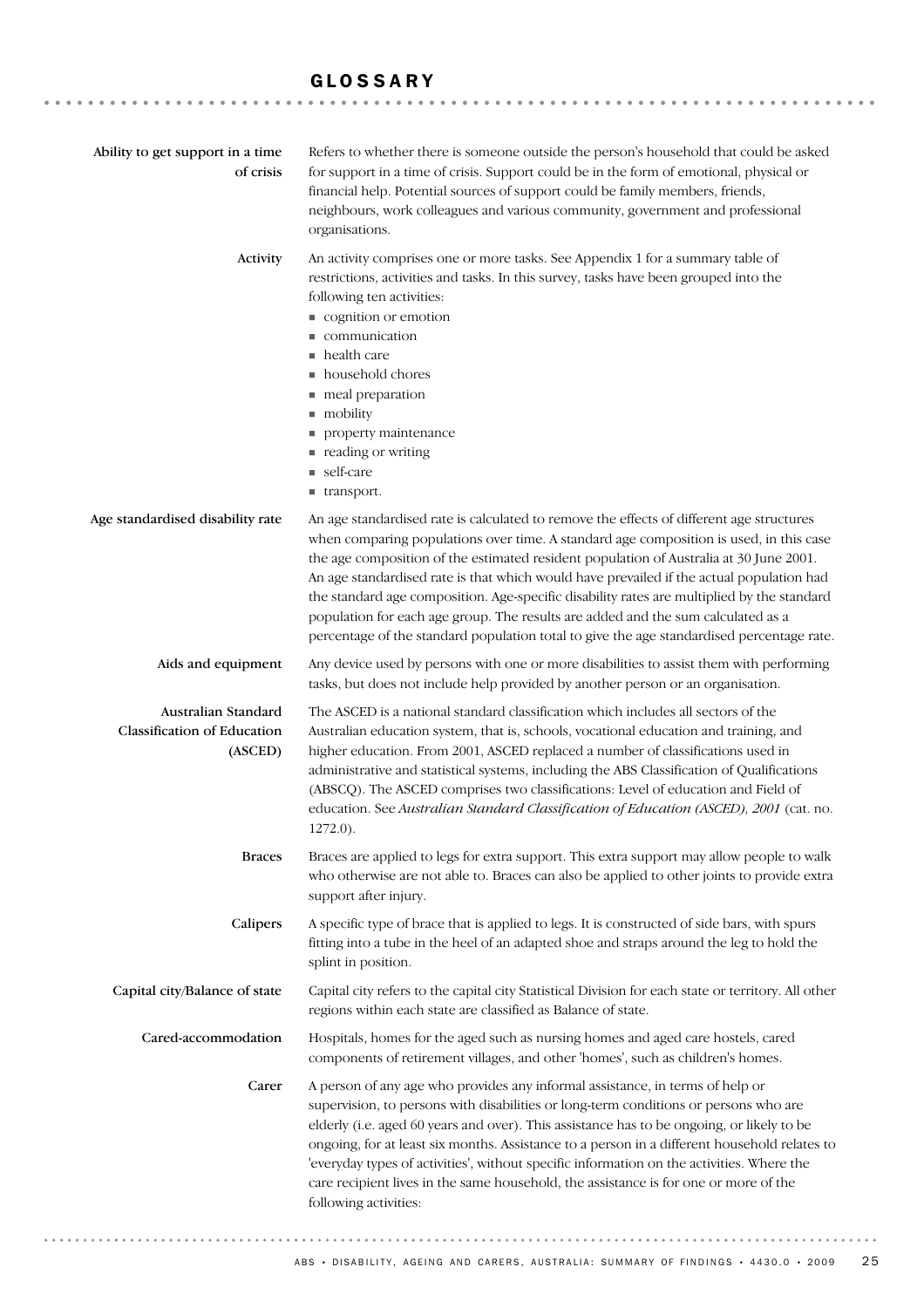# GLOSSARY

**Ability to get support in a time of crisis**
Refers to whether there is someone outside the person's household that could be asked for support in a time of crisis. Support could be in the form of emotional, physical or financial help. Potential sources of support could be family members, friends, neighbours, work colleagues and various community, government and professional organisations.

**Activity**
An activity comprises one or more tasks. See Appendix 1 for a summary table of restrictions, activities and tasks. In this survey, tasks have been grouped into the following ten activities:

- cognition or emotion
- communication
- health care
- household chores
- meal preparation
- mobility
- property maintenance
- reading or writing
- self-care
- transport.

**Age standardised disability rate**
An age standardised rate is calculated to remove the effects of different age structures when comparing populations over time. A standard age composition is used, in this case the age composition of the estimated resident population of Australia at 30 June 2001. An age standardised rate is that which would have prevailed if the actual population had the standard age composition. Age-specific disability rates are multiplied by the standard population for each age group. The results are added and the sum calculated as a percentage of the standard population total to give the age standardised percentage rate.

**Aids and equipment**
Any device used by persons with one or more disabilities to assist them with performing tasks, but does not include help provided by another person or an organisation.

**Australian Standard Classification of Education (ASCED)**
The ASCED is a national standard classification which includes all sectors of the Australian education system, that is, schools, vocational education and training, and higher education. From 2001, ASCED replaced a number of classifications used in administrative and statistical systems, including the ABS Classification of Qualifications (ABSCQ). The ASCED comprises two classifications: Level of education and Field of education. See *Australian Standard Classification of Education (ASCED), 2001* (cat. no. 1272.0).

**Braces**
Braces are applied to legs for extra support. This extra support may allow people to walk who otherwise are not able to. Braces can also be applied to other joints to provide extra support after injury.

**Calipers**
A specific type of brace that is applied to legs. It is constructed of side bars, with spurs fitting into a tube in the heel of an adapted shoe and straps around the leg to hold the splint in position.

**Capital city/Balance of state**
Capital city refers to the capital city Statistical Division for each state or territory. All other regions within each state are classified as Balance of state.

**Cared-accommodation**
Hospitals, homes for the aged such as nursing homes and aged care hostels, cared components of retirement villages, and other 'homes', such as children's homes.

**Carer**
A person of any age who provides any informal assistance, in terms of help or supervision, to persons with disabilities or long-term conditions or persons who are elderly (i.e. aged 60 years and over). This assistance has to be ongoing, or likely to be ongoing, for at least six months. Assistance to a person in a different household relates to 'everyday types of activities', without specific information on the activities. Where the care recipient lives in the same household, the assistance is for one or more of the following activities: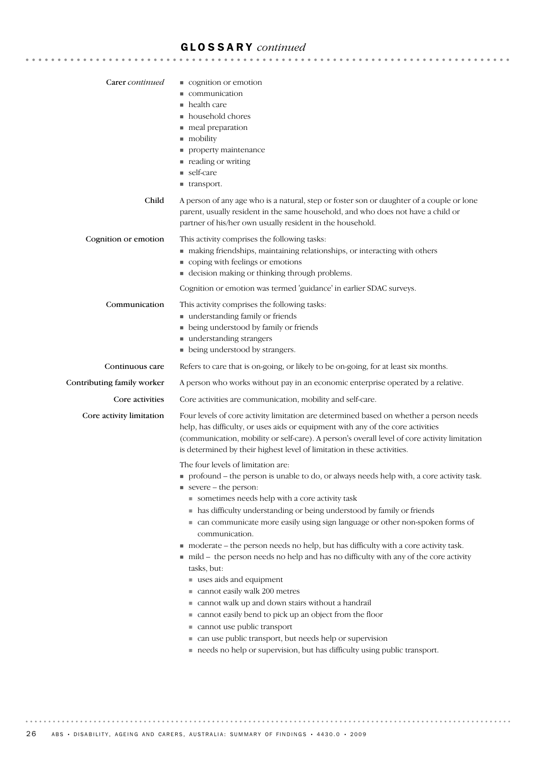## GLOSSARY *continued*

**Carer** *continued*

- cognition or emotion
- communication
- health care
- household chores
- meal preparation
- mobility
- property maintenance
- reading or writing
- self-care
- transport.

**Child**

A person of any age who is a natural, step or foster son or daughter of a couple or lone parent, usually resident in the same household, and who does not have a child or partner of his/her own usually resident in the household.

**Cognition or emotion**

This activity comprises the following tasks:

- making friendships, maintaining relationships, or interacting with others
- coping with feelings or emotions
- decision making or thinking through problems.

Cognition or emotion was termed 'guidance' in earlier SDAC surveys.

**Communication**

This activity comprises the following tasks:

- understanding family or friends
- being understood by family or friends
- understanding strangers
- being understood by strangers.

**Continuous care**

Refers to care that is on-going, or likely to be on-going, for at least six months.

**Contributing family worker**

A person who works without pay in an economic enterprise operated by a relative.

**Core activities**

Core activities are communication, mobility and self-care.

**Core activity limitation**

Four levels of core activity limitation are determined based on whether a person needs help, has difficulty, or uses aids or equipment with any of the core activities (communication, mobility or self-care). A person's overall level of core activity limitation is determined by their highest level of limitation in these activities.

The four levels of limitation are:

- profound – the person is unable to do, or always needs help with, a core activity task.
- severe – the person:
  - sometimes needs help with a core activity task
  - has difficulty understanding or being understood by family or friends
  - can communicate more easily using sign language or other non-spoken forms of communication.
- moderate – the person needs no help, but has difficulty with a core activity task.
- mild – the person needs no help and has no difficulty with any of the core activity tasks, but:
  - uses aids and equipment
  - cannot easily walk 200 metres
  - cannot walk up and down stairs without a handrail
  - cannot easily bend to pick up an object from the floor
  - cannot use public transport
  - can use public transport, but needs help or supervision
  - needs no help or supervision, but has difficulty using public transport.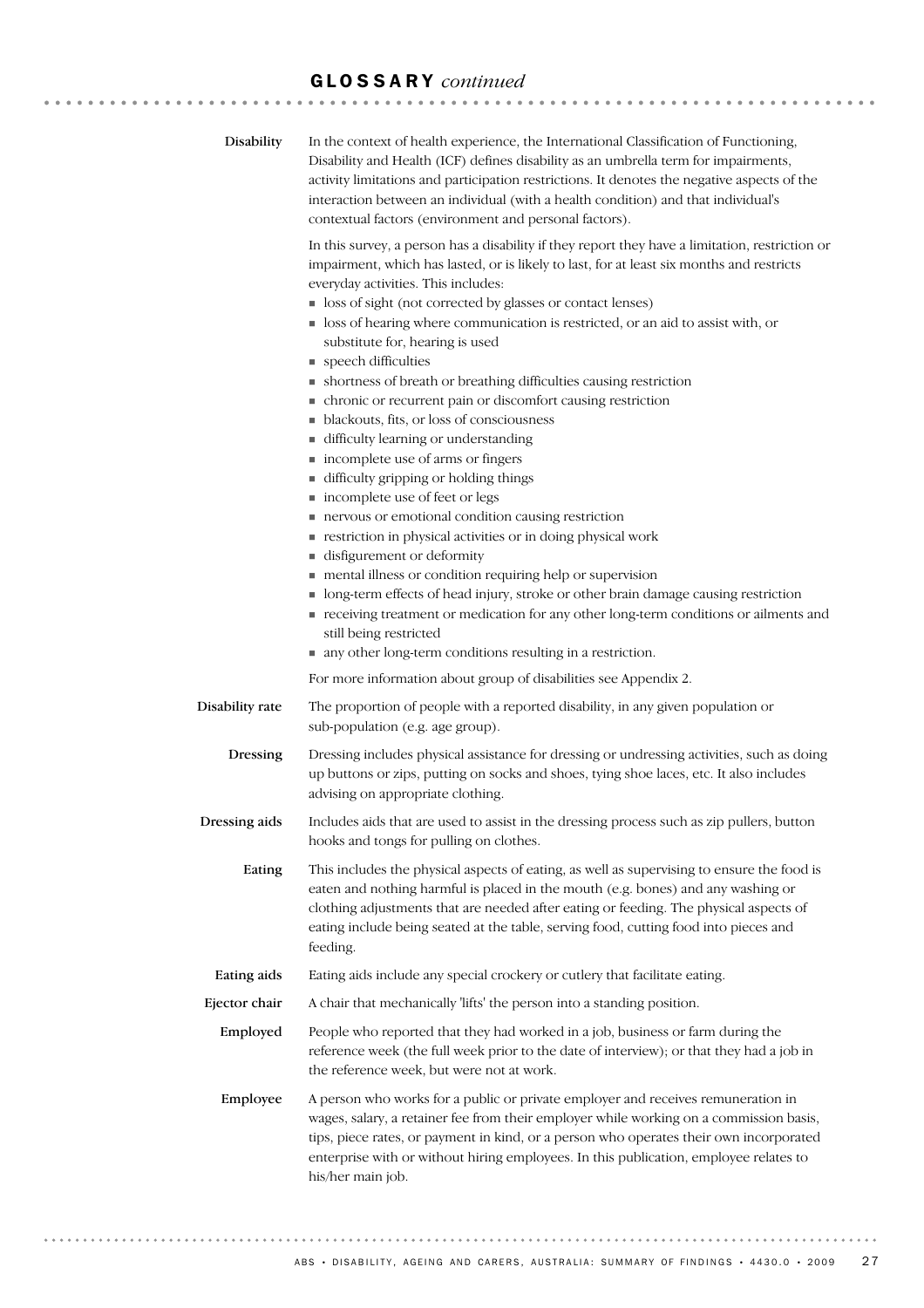## GLOSSARY *continued*

**Disability**

In the context of health experience, the International Classification of Functioning, Disability and Health (ICF) defines disability as an umbrella term for impairments, activity limitations and participation restrictions. It denotes the negative aspects of the interaction between an individual (with a health condition) and that individual's contextual factors (environment and personal factors).

In this survey, a person has a disability if they report they have a limitation, restriction or impairment, which has lasted, or is likely to last, for at least six months and restricts everyday activities. This includes:

- loss of sight (not corrected by glasses or contact lenses)
- loss of hearing where communication is restricted, or an aid to assist with, or substitute for, hearing is used
- speech difficulties
- shortness of breath or breathing difficulties causing restriction
- chronic or recurrent pain or discomfort causing restriction
- blackouts, fits, or loss of consciousness
- difficulty learning or understanding
- incomplete use of arms or fingers
- difficulty gripping or holding things
- incomplete use of feet or legs
- nervous or emotional condition causing restriction
- restriction in physical activities or in doing physical work
- disfigurement or deformity
- mental illness or condition requiring help or supervision
- long-term effects of head injury, stroke or other brain damage causing restriction
- receiving treatment or medication for any other long-term conditions or ailments and still being restricted
- any other long-term conditions resulting in a restriction.

For more information about group of disabilities see Appendix 2.

**Disability rate**

The proportion of people with a reported disability, in any given population or sub-population (e.g. age group).

**Dressing**

Dressing includes physical assistance for dressing or undressing activities, such as doing up buttons or zips, putting on socks and shoes, tying shoe laces, etc. It also includes advising on appropriate clothing.

**Dressing aids**

Includes aids that are used to assist in the dressing process such as zip pullers, button hooks and tongs for pulling on clothes.

**Eating**

This includes the physical aspects of eating, as well as supervising to ensure the food is eaten and nothing harmful is placed in the mouth (e.g. bones) and any washing or clothing adjustments that are needed after eating or feeding. The physical aspects of eating include being seated at the table, serving food, cutting food into pieces and feeding.

**Eating aids**

Eating aids include any special crockery or cutlery that facilitate eating.

**Ejector chair**

A chair that mechanically 'lifts' the person into a standing position.

**Employed**

People who reported that they had worked in a job, business or farm during the reference week (the full week prior to the date of interview); or that they had a job in the reference week, but were not at work.

**Employee**

A person who works for a public or private employer and receives remuneration in wages, salary, a retainer fee from their employer while working on a commission basis, tips, piece rates, or payment in kind, or a person who operates their own incorporated enterprise with or without hiring employees. In this publication, employee relates to his/her main job.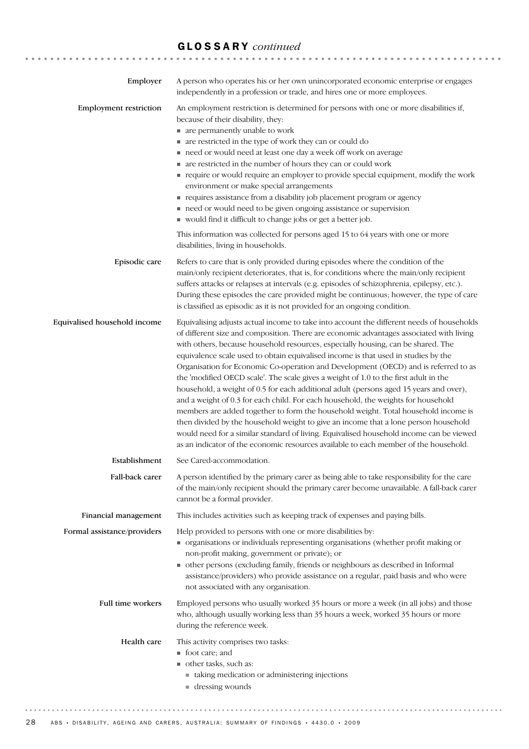## GLOSSARY *continued*

**Employer**

A person who operates his or her own unincorporated economic enterprise or engages independently in a profession or trade, and hires one or more employees.

**Employment restriction**

An employment restriction is determined for persons with one or more disabilities if, because of their disability, they:

- are permanently unable to work
- are restricted in the type of work they can or could do
- need or would need at least one day a week off work on average
- are restricted in the number of hours they can or could work
- require or would require an employer to provide special equipment, modify the work environment or make special arrangements
- requires assistance from a disability job placement program or agency
- need or would need to be given ongoing assistance or supervision
- would find it difficult to change jobs or get a better job.

This information was collected for persons aged 15 to 64 years with one or more disabilities, living in households.

**Episodic care**

Refers to care that is only provided during episodes where the condition of the main/only recipient deteriorates, that is, for conditions where the main/only recipient suffers attacks or relapses at intervals (e.g. episodes of schizophrenia, epilepsy, etc.). During these episodes the care provided might be continuous; however, the type of care is classified as episodic as it is not provided for an ongoing condition.

**Equivalised household income**

Equivalising adjusts actual income to take into account the different needs of households of different size and composition. There are economic advantages associated with living with others, because household resources, especially housing, can be shared. The equivalence scale used to obtain equivalised income is that used in studies by the Organisation for Economic Co-operation and Development (OECD) and is referred to as the 'modified OECD scale'. The scale gives a weight of 1.0 to the first adult in the household, a weight of 0.5 for each additional adult (persons aged 15 years and over), and a weight of 0.3 for each child. For each household, the weights for household members are added together to form the household weight. Total household income is then divided by the household weight to give an income that a lone person household would need for a similar standard of living. Equivalised household income can be viewed as an indicator of the economic resources available to each member of the household.

**Establishment**

See Cared-accommodation.

**Fall-back carer**

A person identified by the primary carer as being able to take responsibility for the care of the main/only recipient should the primary carer become unavailable. A fall-back carer cannot be a formal provider.

**Financial management**

This includes activities such as keeping track of expenses and paying bills.

**Formal assistance/providers**

Help provided to persons with one or more disabilities by:

- organisations or individuals representing organisations (whether profit making or non-profit making, government or private); or
- other persons (excluding family, friends or neighbours as described in Informal assistance/providers) who provide assistance on a regular, paid basis and who were not associated with any organisation.

**Full time workers**

Employed persons who usually worked 35 hours or more a week (in all jobs) and those who, although usually working less than 35 hours a week, worked 35 hours or more during the reference week.

**Health care**

This activity comprises two tasks:

- foot care; and
- other tasks, such as:
  - taking medication or administering injections
  - dressing wounds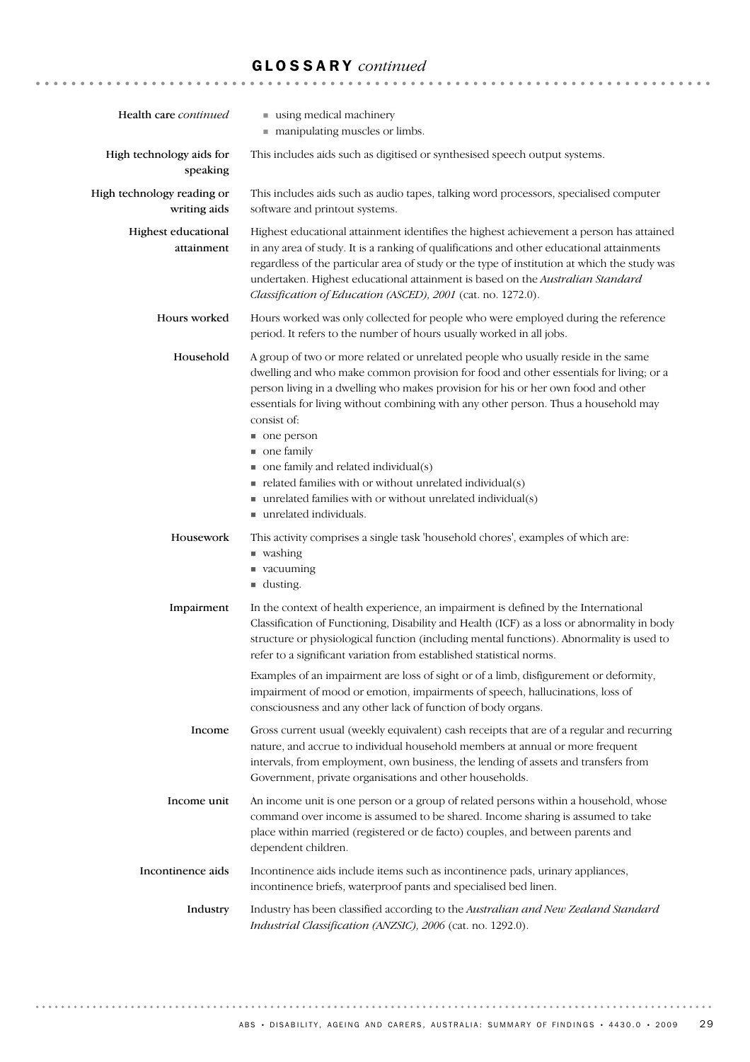## GLOSSARY *continued*

**Health care** *continued*

- using medical machinery
- manipulating muscles or limbs.

**High technology aids for speaking**

This includes aids such as digitised or synthesised speech output systems.

**High technology reading or writing aids**

This includes aids such as audio tapes, talking word processors, specialised computer software and printout systems.

**Highest educational attainment**

Highest educational attainment identifies the highest achievement a person has attained in any area of study. It is a ranking of qualifications and other educational attainments regardless of the particular area of study or the type of institution at which the study was undertaken. Highest educational attainment is based on the *Australian Standard Classification of Education (ASCED), 2001* (cat. no. 1272.0).

**Hours worked**

Hours worked was only collected for people who were employed during the reference period. It refers to the number of hours usually worked in all jobs.

**Household**

A group of two or more related or unrelated people who usually reside in the same dwelling and who make common provision for food and other essentials for living; or a person living in a dwelling who makes provision for his or her own food and other essentials for living without combining with any other person. Thus a household may consist of:

- one person
- one family
- one family and related individual(s)
- related families with or without unrelated individual(s)
- unrelated families with or without unrelated individual(s)
- unrelated individuals.

**Housework**

This activity comprises a single task 'household chores', examples of which are:

- washing
- vacuuming
- dusting.

**Impairment**

In the context of health experience, an impairment is defined by the International Classification of Functioning, Disability and Health (ICF) as a loss or abnormality in body structure or physiological function (including mental functions). Abnormality is used to refer to a significant variation from established statistical norms.

Examples of an impairment are loss of sight or of a limb, disfigurement or deformity, impairment of mood or emotion, impairments of speech, hallucinations, loss of consciousness and any other lack of function of body organs.

**Income**

Gross current usual (weekly equivalent) cash receipts that are of a regular and recurring nature, and accrue to individual household members at annual or more frequent intervals, from employment, own business, the lending of assets and transfers from Government, private organisations and other households.

**Income unit**

An income unit is one person or a group of related persons within a household, whose command over income is assumed to be shared. Income sharing is assumed to take place within married (registered or de facto) couples, and between parents and dependent children.

**Incontinence aids**

Incontinence aids include items such as incontinence pads, urinary appliances, incontinence briefs, waterproof pants and specialised bed linen.

**Industry**

Industry has been classified according to the *Australian and New Zealand Standard Industrial Classification (ANZSIC), 2006* (cat. no. 1292.0).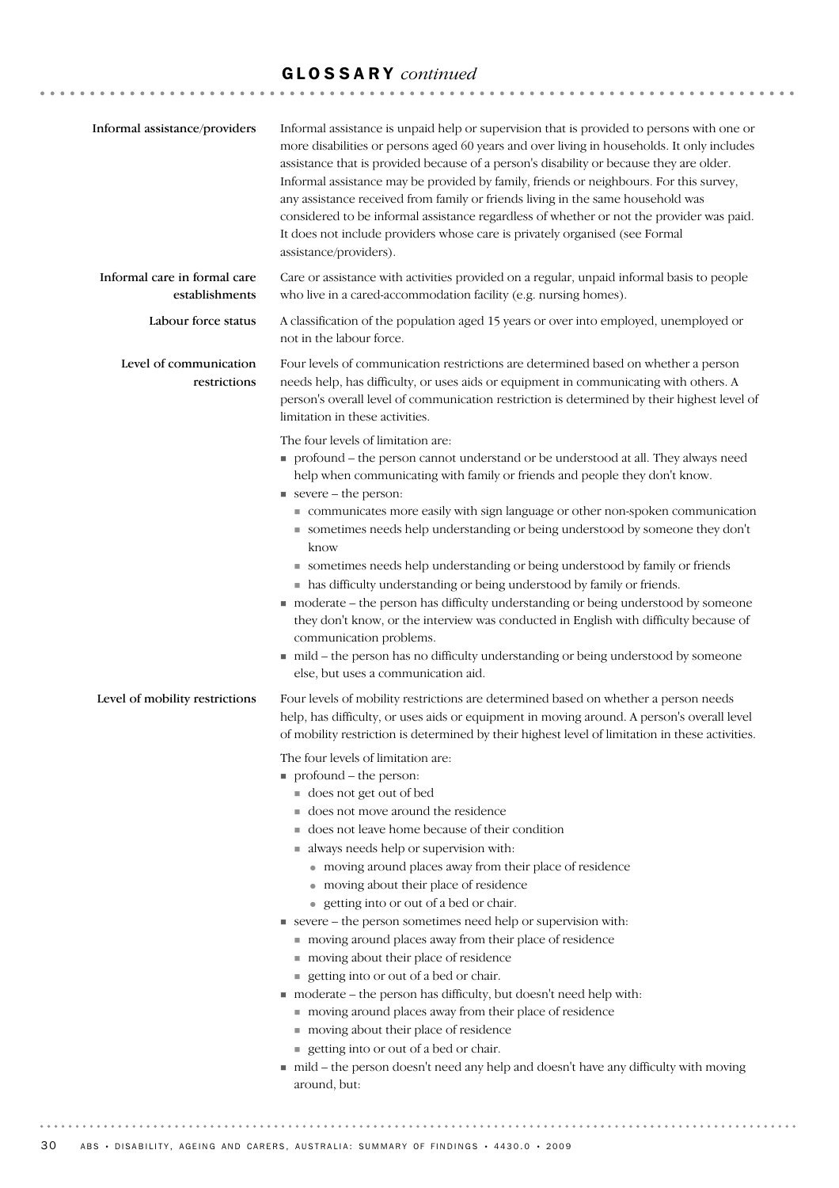## GLOSSARY *continued*

**Informal assistance/providers**

Informal assistance is unpaid help or supervision that is provided to persons with one or more disabilities or persons aged 60 years and over living in households. It only includes assistance that is provided because of a person's disability or because they are older. Informal assistance may be provided by family, friends or neighbours. For this survey, any assistance received from family or friends living in the same household was considered to be informal assistance regardless of whether or not the provider was paid. It does not include providers whose care is privately organised (see Formal assistance/providers).

**Informal care in formal care establishments**

Care or assistance with activities provided on a regular, unpaid informal basis to people who live in a cared-accommodation facility (e.g. nursing homes).

**Labour force status**

A classification of the population aged 15 years or over into employed, unemployed or not in the labour force.

**Level of communication restrictions**

Four levels of communication restrictions are determined based on whether a person needs help, has difficulty, or uses aids or equipment in communicating with others. A person's overall level of communication restriction is determined by their highest level of limitation in these activities.

The four levels of limitation are:

- profound – the person cannot understand or be understood at all. They always need help when communicating with family or friends and people they don't know.
- severe – the person:
  - communicates more easily with sign language or other non-spoken communication
  - sometimes needs help understanding or being understood by someone they don't know
  - sometimes needs help understanding or being understood by family or friends
  - has difficulty understanding or being understood by family or friends.
- moderate – the person has difficulty understanding or being understood by someone they don't know, or the interview was conducted in English with difficulty because of communication problems.
- mild – the person has no difficulty understanding or being understood by someone else, but uses a communication aid.

**Level of mobility restrictions**

Four levels of mobility restrictions are determined based on whether a person needs help, has difficulty, or uses aids or equipment in moving around. A person's overall level of mobility restriction is determined by their highest level of limitation in these activities.

The four levels of limitation are:

- profound – the person:
  - does not get out of bed
  - does not move around the residence
  - does not leave home because of their condition
  - always needs help or supervision with:
    - moving around places away from their place of residence
    - moving about their place of residence
    - getting into or out of a bed or chair.
- severe – the person sometimes need help or supervision with:
  - moving around places away from their place of residence
  - moving about their place of residence
  - getting into or out of a bed or chair.
- moderate – the person has difficulty, but doesn't need help with:
  - moving around places away from their place of residence
  - moving about their place of residence
  - getting into or out of a bed or chair.
- mild – the person doesn't need any help and doesn't have any difficulty with moving around, but: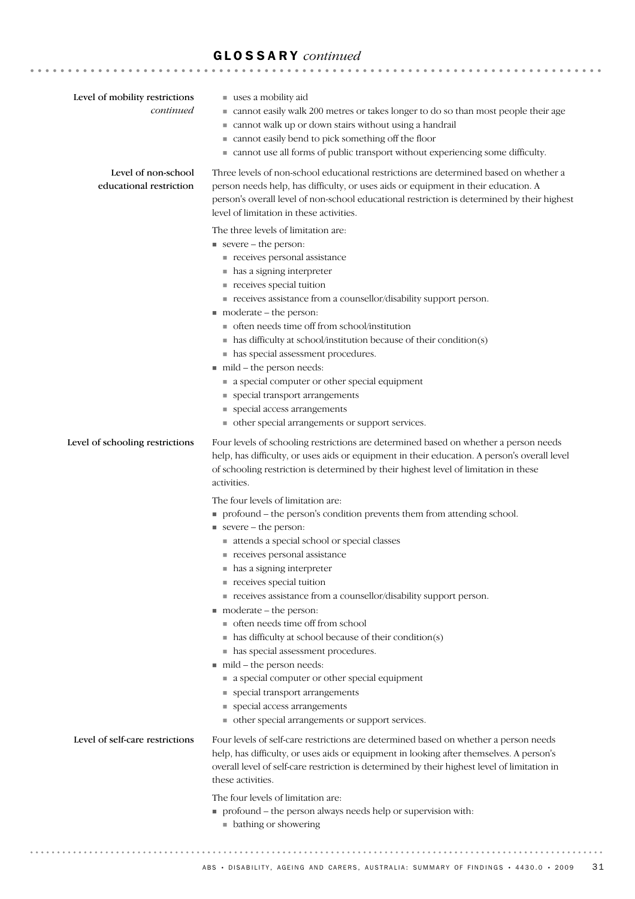## GLOSSARY *continued*

**Level of mobility restrictions** *continued*

- uses a mobility aid
- cannot easily walk 200 metres or takes longer to do so than most people their age
- cannot walk up or down stairs without using a handrail
- cannot easily bend to pick something off the floor
- cannot use all forms of public transport without experiencing some difficulty.

**Level of non-school educational restriction**

Three levels of non-school educational restrictions are determined based on whether a person needs help, has difficulty, or uses aids or equipment in their education. A person's overall level of non-school educational restriction is determined by their highest level of limitation in these activities.

The three levels of limitation are:

- severe – the person:
  - receives personal assistance
  - has a signing interpreter
  - receives special tuition
  - receives assistance from a counsellor/disability support person.
- moderate – the person:
  - often needs time off from school/institution
  - has difficulty at school/institution because of their condition(s)
  - has special assessment procedures.
- mild – the person needs:
  - a special computer or other special equipment
  - special transport arrangements
  - special access arrangements
  - other special arrangements or support services.

**Level of schooling restrictions**

Four levels of schooling restrictions are determined based on whether a person needs help, has difficulty, or uses aids or equipment in their education. A person's overall level of schooling restriction is determined by their highest level of limitation in these activities.

The four levels of limitation are:

- profound – the person's condition prevents them from attending school.
- severe – the person:
  - attends a special school or special classes
  - receives personal assistance
  - has a signing interpreter
  - receives special tuition
  - receives assistance from a counsellor/disability support person.
- moderate – the person:
  - often needs time off from school
  - has difficulty at school because of their condition(s)
  - has special assessment procedures.
- mild – the person needs:
  - a special computer or other special equipment
  - special transport arrangements
  - special access arrangements
  - other special arrangements or support services.

**Level of self-care restrictions**

Four levels of self-care restrictions are determined based on whether a person needs help, has difficulty, or uses aids or equipment in looking after themselves. A person's overall level of self-care restriction is determined by their highest level of limitation in these activities.

The four levels of limitation are:

- profound – the person always needs help or supervision with:
  - bathing or showering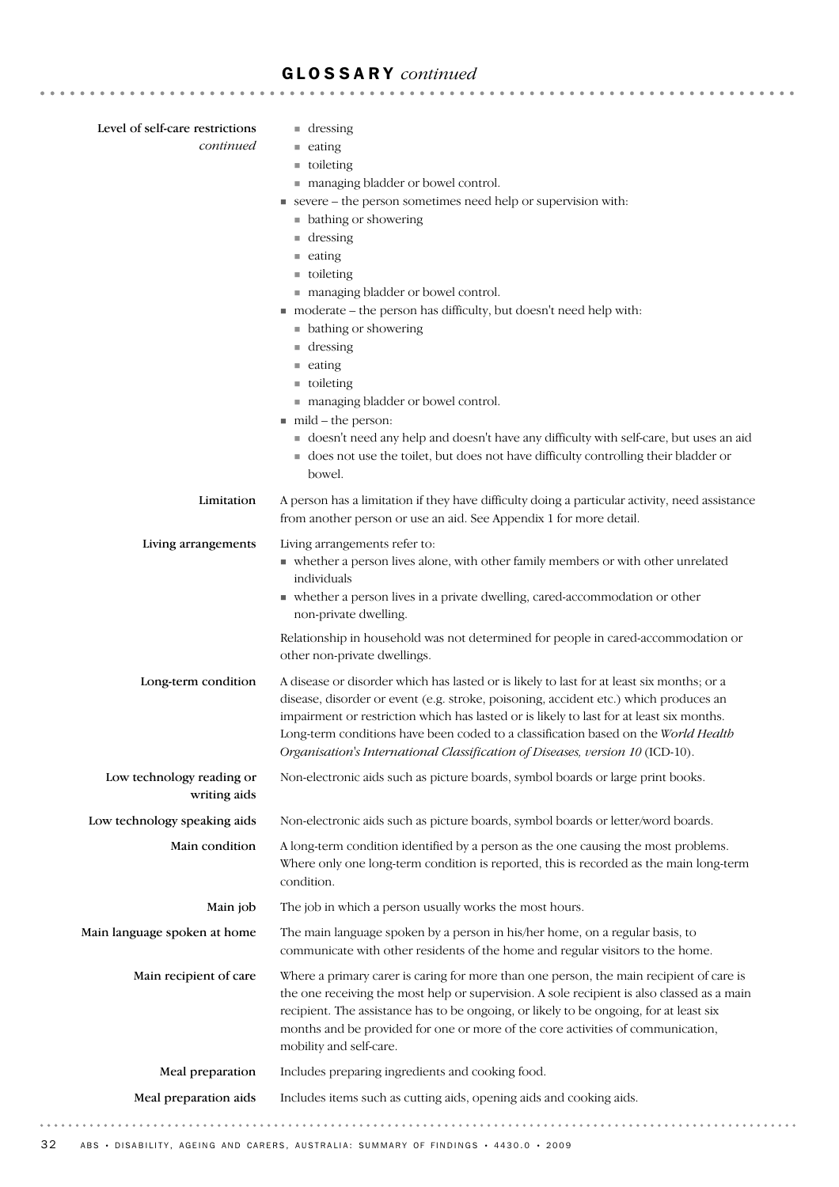## GLOSSARY *continued*

**Level of self-care restrictions** *continued*

- dressing
- eating
- toileting
- managing bladder or bowel control.
- severe – the person sometimes need help or supervision with:
  - bathing or showering
  - dressing
  - eating
  - toileting
  - managing bladder or bowel control.
- moderate – the person has difficulty, but doesn't need help with:
  - bathing or showering
  - dressing
  - eating
  - toileting
  - managing bladder or bowel control.
- mild – the person:
  - doesn't need any help and doesn't have any difficulty with self-care, but uses an aid
  - does not use the toilet, but does not have difficulty controlling their bladder or bowel.

**Limitation**

A person has a limitation if they have difficulty doing a particular activity, need assistance from another person or use an aid. See Appendix 1 for more detail.

**Living arrangements**

Living arrangements refer to:

- whether a person lives alone, with other family members or with other unrelated individuals
- whether a person lives in a private dwelling, cared-accommodation or other non-private dwelling.

Relationship in household was not determined for people in cared-accommodation or other non-private dwellings.

**Long-term condition**

A disease or disorder which has lasted or is likely to last for at least six months; or a disease, disorder or event (e.g. stroke, poisoning, accident etc.) which produces an impairment or restriction which has lasted or is likely to last for at least six months. Long-term conditions have been coded to a classification based on the *World Health Organisation's International Classification of Diseases, version 10* (ICD-10).

**Low technology reading or writing aids**

Non-electronic aids such as picture boards, symbol boards or large print books.

**Low technology speaking aids**

Non-electronic aids such as picture boards, symbol boards or letter/word boards.

**Main condition**

A long-term condition identified by a person as the one causing the most problems. Where only one long-term condition is reported, this is recorded as the main long-term condition.

**Main job**

The job in which a person usually works the most hours.

**Main language spoken at home**

The main language spoken by a person in his/her home, on a regular basis, to communicate with other residents of the home and regular visitors to the home.

**Main recipient of care**

Where a primary carer is caring for more than one person, the main recipient of care is the one receiving the most help or supervision. A sole recipient is also classed as a main recipient. The assistance has to be ongoing, or likely to be ongoing, for at least six months and be provided for one or more of the core activities of communication, mobility and self-care.

**Meal preparation**

Includes preparing ingredients and cooking food.

**Meal preparation aids**

Includes items such as cutting aids, opening aids and cooking aids.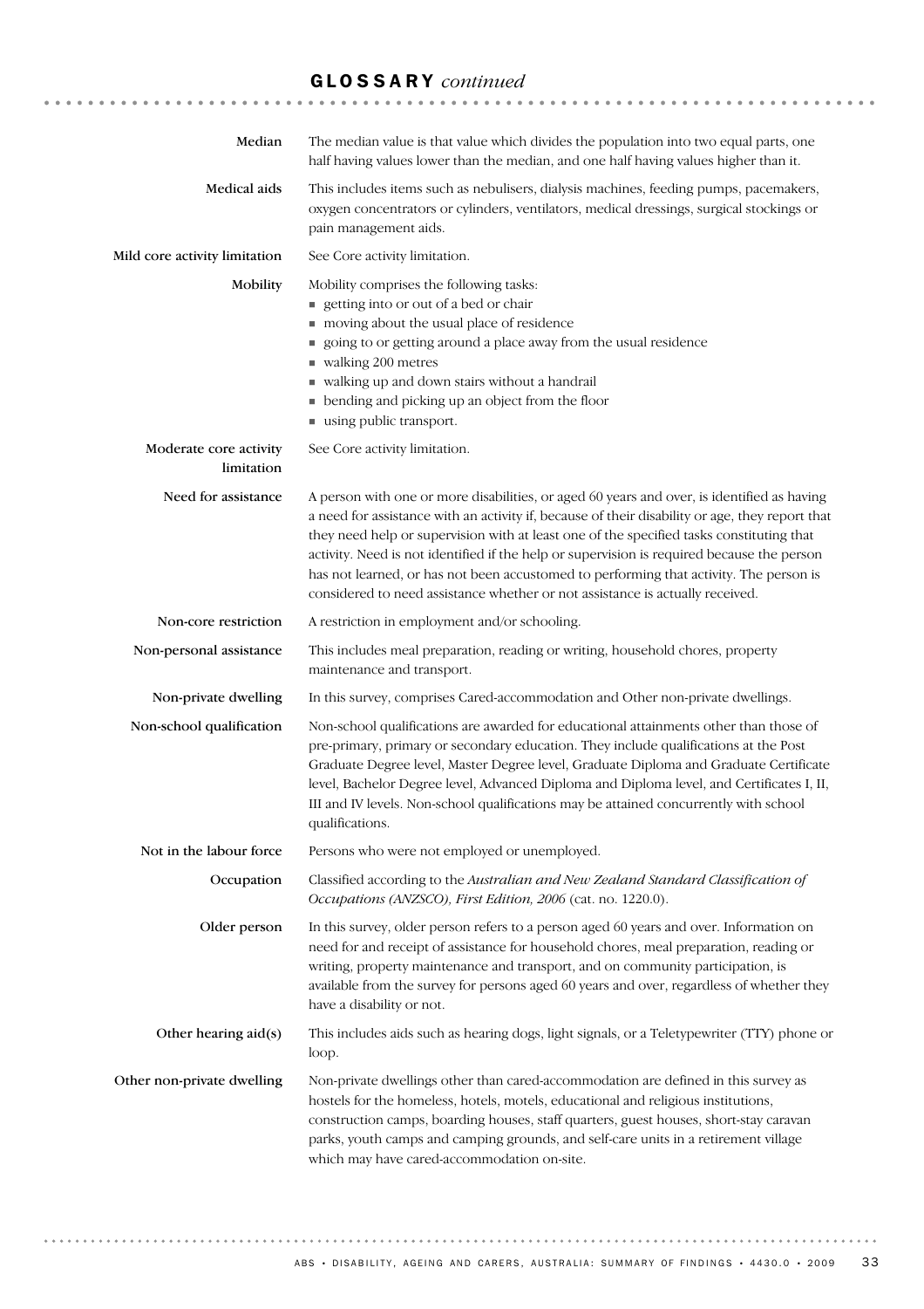## GLOSSARY *continued*

**Median** — The median value is that value which divides the population into two equal parts, one half having values lower than the median, and one half having values higher than it.

**Medical aids** — This includes items such as nebulisers, dialysis machines, feeding pumps, pacemakers, oxygen concentrators or cylinders, ventilators, medical dressings, surgical stockings or pain management aids.

**Mild core activity limitation** — See Core activity limitation.

**Mobility** — Mobility comprises the following tasks:

- getting into or out of a bed or chair
- moving about the usual place of residence
- going to or getting around a place away from the usual residence
- walking 200 metres
- walking up and down stairs without a handrail
- bending and picking up an object from the floor
- using public transport.

**Moderate core activity limitation** — See Core activity limitation.

**Need for assistance** — A person with one or more disabilities, or aged 60 years and over, is identified as having a need for assistance with an activity if, because of their disability or age, they report that they need help or supervision with at least one of the specified tasks constituting that activity. Need is not identified if the help or supervision is required because the person has not learned, or has not been accustomed to performing that activity. The person is considered to need assistance whether or not assistance is actually received.

**Non-core restriction** — A restriction in employment and/or schooling.

**Non-personal assistance** — This includes meal preparation, reading or writing, household chores, property maintenance and transport.

**Non-private dwelling** — In this survey, comprises Cared-accommodation and Other non-private dwellings.

**Non-school qualification** — Non-school qualifications are awarded for educational attainments other than those of pre-primary, primary or secondary education. They include qualifications at the Post Graduate Degree level, Master Degree level, Graduate Diploma and Graduate Certificate level, Bachelor Degree level, Advanced Diploma and Diploma level, and Certificates I, II, III and IV levels. Non-school qualifications may be attained concurrently with school qualifications.

**Not in the labour force** — Persons who were not employed or unemployed.

**Occupation** — Classified according to the *Australian and New Zealand Standard Classification of Occupations (ANZSCO), First Edition, 2006* (cat. no. 1220.0).

**Older person** — In this survey, older person refers to a person aged 60 years and over. Information on need for and receipt of assistance for household chores, meal preparation, reading or writing, property maintenance and transport, and on community participation, is available from the survey for persons aged 60 years and over, regardless of whether they have a disability or not.

**Other hearing aid(s)** — This includes aids such as hearing dogs, light signals, or a Teletypewriter (TTY) phone or loop.

**Other non-private dwelling** — Non-private dwellings other than cared-accommodation are defined in this survey as hostels for the homeless, hotels, motels, educational and religious institutions, construction camps, boarding houses, staff quarters, guest houses, short-stay caravan parks, youth camps and camping grounds, and self-care units in a retirement village which may have cared-accommodation on-site.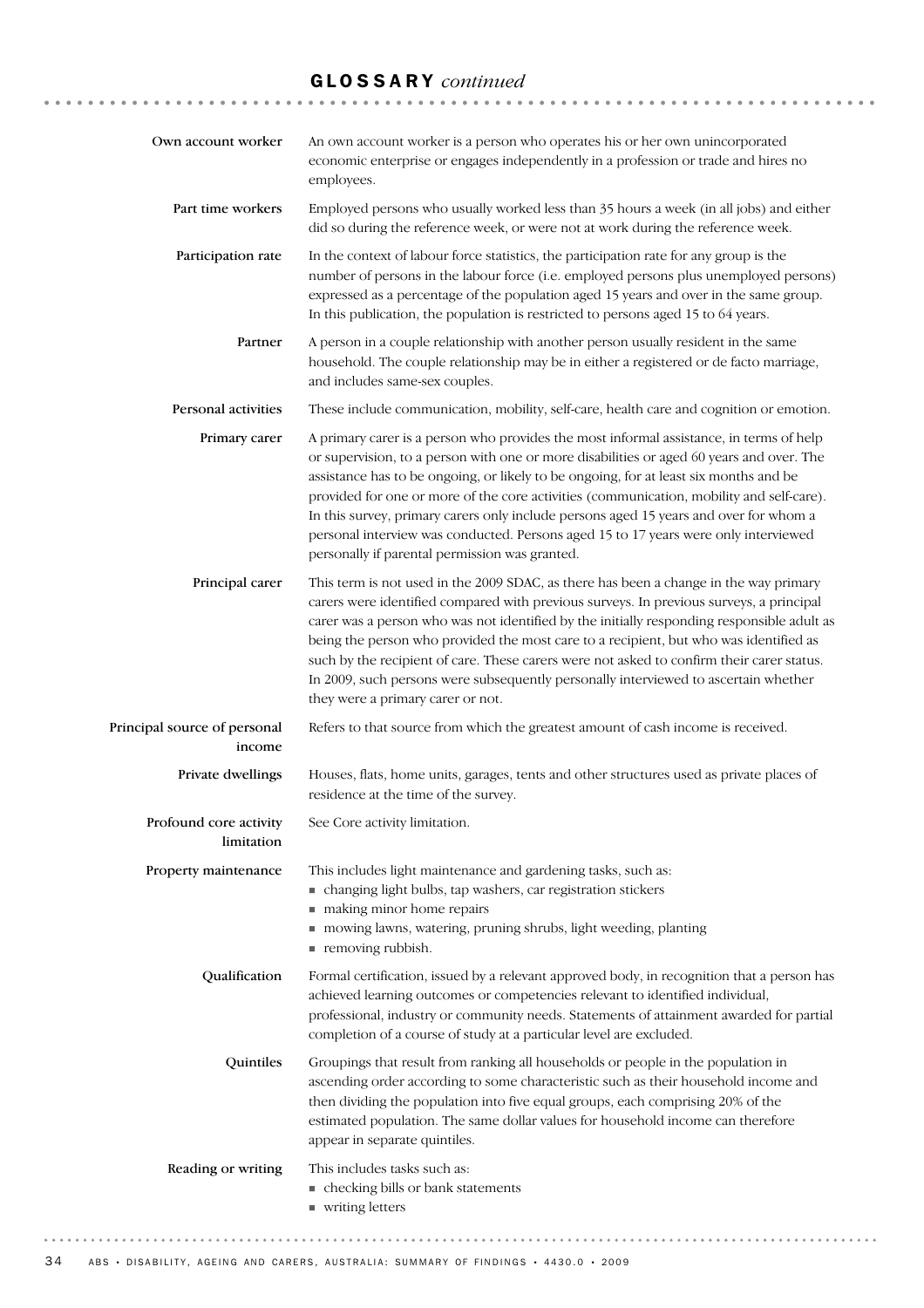## GLOSSARY *continued*

**Own account worker**
An own account worker is a person who operates his or her own unincorporated economic enterprise or engages independently in a profession or trade and hires no employees.

**Part time workers**
Employed persons who usually worked less than 35 hours a week (in all jobs) and either did so during the reference week, or were not at work during the reference week.

**Participation rate**
In the context of labour force statistics, the participation rate for any group is the number of persons in the labour force (i.e. employed persons plus unemployed persons) expressed as a percentage of the population aged 15 years and over in the same group. In this publication, the population is restricted to persons aged 15 to 64 years.

**Partner**
A person in a couple relationship with another person usually resident in the same household. The couple relationship may be in either a registered or de facto marriage, and includes same-sex couples.

**Personal activities**
These include communication, mobility, self-care, health care and cognition or emotion.

**Primary carer**
A primary carer is a person who provides the most informal assistance, in terms of help or supervision, to a person with one or more disabilities or aged 60 years and over. The assistance has to be ongoing, or likely to be ongoing, for at least six months and be provided for one or more of the core activities (communication, mobility and self-care). In this survey, primary carers only include persons aged 15 years and over for whom a personal interview was conducted. Persons aged 15 to 17 years were only interviewed personally if parental permission was granted.

**Principal carer**
This term is not used in the 2009 SDAC, as there has been a change in the way primary carers were identified compared with previous surveys. In previous surveys, a principal carer was a person who was not identified by the initially responding responsible adult as being the person who provided the most care to a recipient, but who was identified as such by the recipient of care. These carers were not asked to confirm their carer status. In 2009, such persons were subsequently personally interviewed to ascertain whether they were a primary carer or not.

**Principal source of personal income**
Refers to that source from which the greatest amount of cash income is received.

**Private dwellings**
Houses, flats, home units, garages, tents and other structures used as private places of residence at the time of the survey.

**Profound core activity limitation**
See Core activity limitation.

**Property maintenance**
This includes light maintenance and gardening tasks, such as:
- changing light bulbs, tap washers, car registration stickers
- making minor home repairs
- mowing lawns, watering, pruning shrubs, light weeding, planting
- removing rubbish.

**Qualification**
Formal certification, issued by a relevant approved body, in recognition that a person has achieved learning outcomes or competencies relevant to identified individual, professional, industry or community needs. Statements of attainment awarded for partial completion of a course of study at a particular level are excluded.

**Quintiles**
Groupings that result from ranking all households or people in the population in ascending order according to some characteristic such as their household income and then dividing the population into five equal groups, each comprising 20% of the estimated population. The same dollar values for household income can therefore appear in separate quintiles.

**Reading or writing**
This includes tasks such as:
- checking bills or bank statements
- writing letters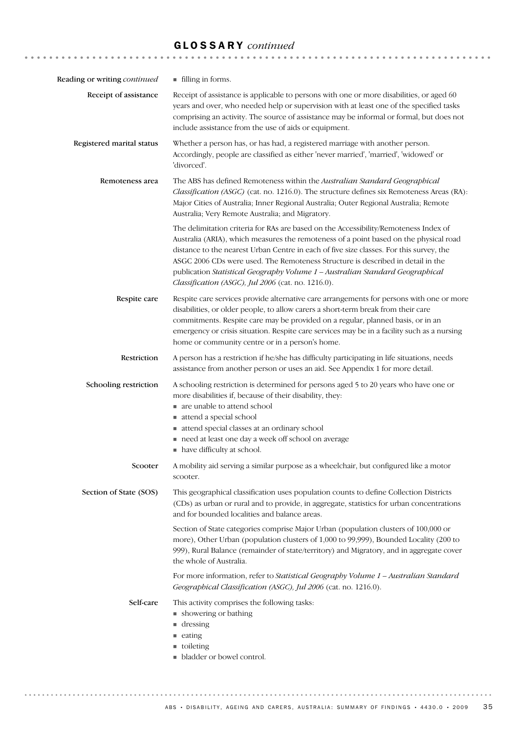## GLOSSARY *continued*

**Reading or writing** *continued*

- filling in forms.

**Receipt of assistance**

Receipt of assistance is applicable to persons with one or more disabilities, or aged 60 years and over, who needed help or supervision with at least one of the specified tasks comprising an activity. The source of assistance may be informal or formal, but does not include assistance from the use of aids or equipment.

**Registered marital status**

Whether a person has, or has had, a registered marriage with another person. Accordingly, people are classified as either 'never married', 'married', 'widowed' or 'divorced'.

**Remoteness area**

The ABS has defined Remoteness within the *Australian Standard Geographical Classification (ASGC)* (cat. no. 1216.0). The structure defines six Remoteness Areas (RA): Major Cities of Australia; Inner Regional Australia; Outer Regional Australia; Remote Australia; Very Remote Australia; and Migratory.

The delimitation criteria for RAs are based on the Accessibility/Remoteness Index of Australia (ARIA), which measures the remoteness of a point based on the physical road distance to the nearest Urban Centre in each of five size classes. For this survey, the ASGC 2006 CDs were used. The Remoteness Structure is described in detail in the publication *Statistical Geography Volume 1 – Australian Standard Geographical Classification (ASGC), Jul 2006* (cat. no. 1216.0).

**Respite care**

Respite care services provide alternative care arrangements for persons with one or more disabilities, or older people, to allow carers a short-term break from their care commitments. Respite care may be provided on a regular, planned basis, or in an emergency or crisis situation. Respite care services may be in a facility such as a nursing home or community centre or in a person's home.

**Restriction**

A person has a restriction if he/she has difficulty participating in life situations, needs assistance from another person or uses an aid. See Appendix 1 for more detail.

**Schooling restriction**

A schooling restriction is determined for persons aged 5 to 20 years who have one or more disabilities if, because of their disability, they:

- are unable to attend school
- attend a special school
- attend special classes at an ordinary school
- need at least one day a week off school on average
- have difficulty at school.

**Scooter**

A mobility aid serving a similar purpose as a wheelchair, but configured like a motor scooter.

**Section of State (SOS)**

This geographical classification uses population counts to define Collection Districts (CDs) as urban or rural and to provide, in aggregate, statistics for urban concentrations and for bounded localities and balance areas.

Section of State categories comprise Major Urban (population clusters of 100,000 or more), Other Urban (population clusters of 1,000 to 99,999), Bounded Locality (200 to 999), Rural Balance (remainder of state/territory) and Migratory, and in aggregate cover the whole of Australia.

For more information, refer to *Statistical Geography Volume 1 – Australian Standard Geographical Classification (ASGC), Jul 2006* (cat. no. 1216.0).

**Self-care**

This activity comprises the following tasks:

- showering or bathing
- dressing
- eating
- toileting
- bladder or bowel control.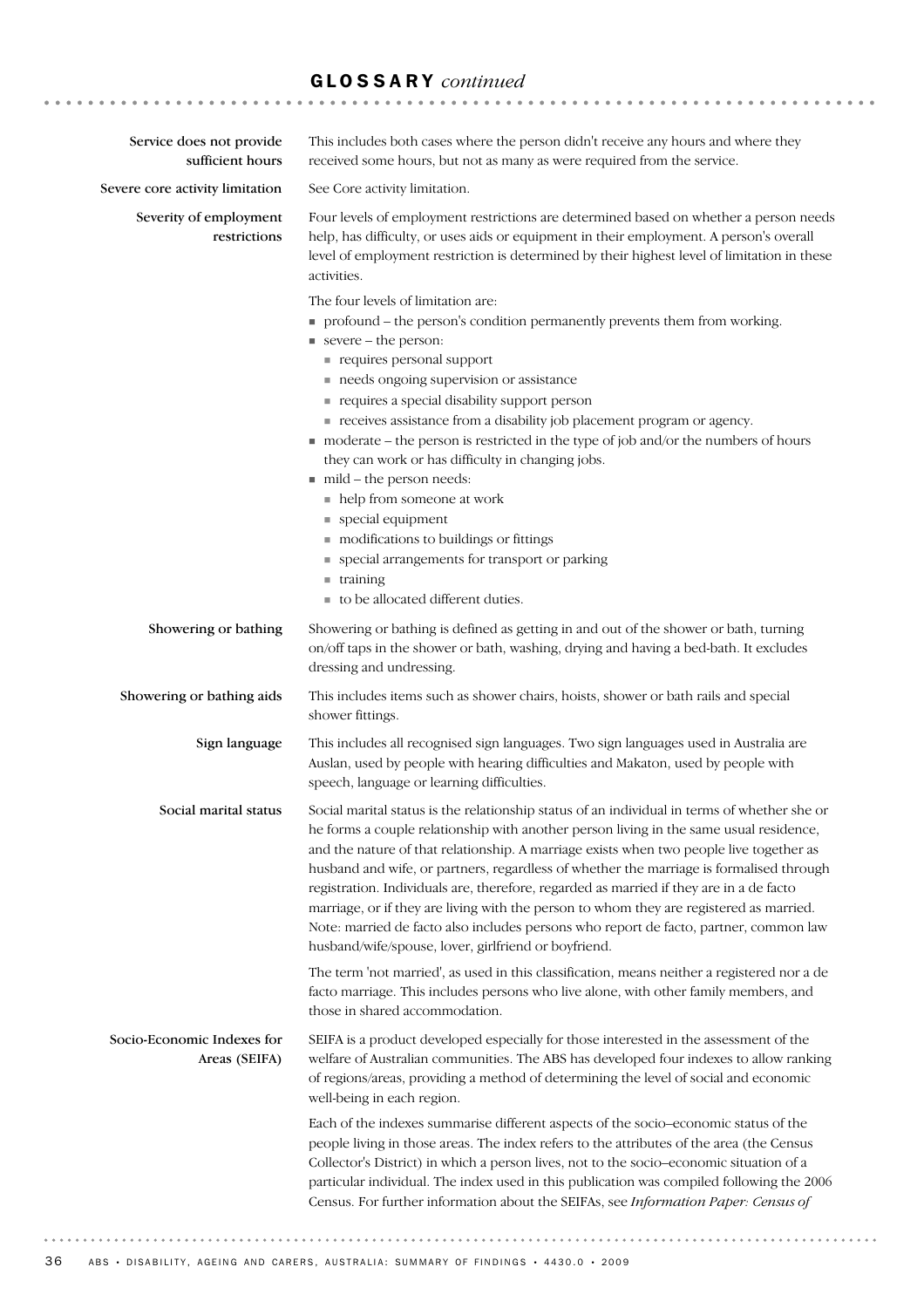## GLOSSARY *continued*

**Service does not provide sufficient hours**

This includes both cases where the person didn't receive any hours and where they received some hours, but not as many as were required from the service.

**Severe core activity limitation**

See Core activity limitation.

**Severity of employment restrictions**

Four levels of employment restrictions are determined based on whether a person needs help, has difficulty, or uses aids or equipment in their employment. A person's overall level of employment restriction is determined by their highest level of limitation in these activities.

The four levels of limitation are:

- profound – the person's condition permanently prevents them from working.
- severe – the person:
  - requires personal support
  - needs ongoing supervision or assistance
  - requires a special disability support person
  - receives assistance from a disability job placement program or agency.
- moderate – the person is restricted in the type of job and/or the numbers of hours they can work or has difficulty in changing jobs.
- mild – the person needs:
  - help from someone at work
  - special equipment
  - modifications to buildings or fittings
  - special arrangements for transport or parking
  - training
  - to be allocated different duties.

**Showering or bathing**

Showering or bathing is defined as getting in and out of the shower or bath, turning on/off taps in the shower or bath, washing, drying and having a bed-bath. It excludes dressing and undressing.

**Showering or bathing aids**

This includes items such as shower chairs, hoists, shower or bath rails and special shower fittings.

**Sign language**

This includes all recognised sign languages. Two sign languages used in Australia are Auslan, used by people with hearing difficulties and Makaton, used by people with speech, language or learning difficulties.

**Social marital status**

Social marital status is the relationship status of an individual in terms of whether she or he forms a couple relationship with another person living in the same usual residence, and the nature of that relationship. A marriage exists when two people live together as husband and wife, or partners, regardless of whether the marriage is formalised through registration. Individuals are, therefore, regarded as married if they are in a de facto marriage, or if they are living with the person to whom they are registered as married. Note: married de facto also includes persons who report de facto, partner, common law husband/wife/spouse, lover, girlfriend or boyfriend.

The term 'not married', as used in this classification, means neither a registered nor a de facto marriage. This includes persons who live alone, with other family members, and those in shared accommodation.

**Socio-Economic Indexes for Areas (SEIFA)**

SEIFA is a product developed especially for those interested in the assessment of the welfare of Australian communities. The ABS has developed four indexes to allow ranking of regions/areas, providing a method of determining the level of social and economic well-being in each region.

Each of the indexes summarise different aspects of the socio–economic status of the people living in those areas. The index refers to the attributes of the area (the Census Collector's District) in which a person lives, not to the socio–economic situation of a particular individual. The index used in this publication was compiled following the 2006 Census. For further information about the SEIFAs, see *Information Paper: Census of*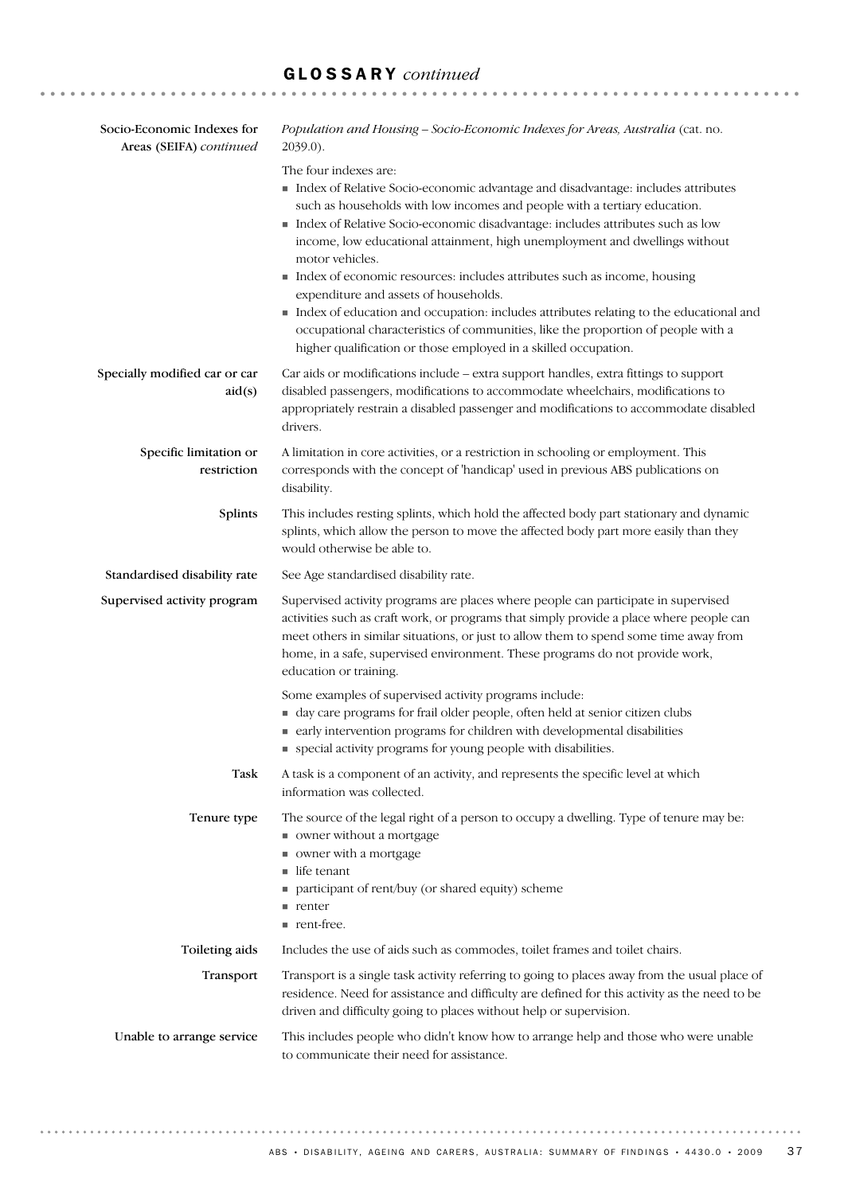## GLOSSARY *continued*

**Socio-Economic Indexes for Areas (SEIFA)** *continued*

*Population and Housing – Socio-Economic Indexes for Areas, Australia* (cat. no. 2039.0).

The four indexes are:

- Index of Relative Socio-economic advantage and disadvantage: includes attributes such as households with low incomes and people with a tertiary education.
- Index of Relative Socio-economic disadvantage: includes attributes such as low income, low educational attainment, high unemployment and dwellings without motor vehicles.
- Index of economic resources: includes attributes such as income, housing expenditure and assets of households.
- Index of education and occupation: includes attributes relating to the educational and occupational characteristics of communities, like the proportion of people with a higher qualification or those employed in a skilled occupation.

**Specially modified car or car aid(s)**

Car aids or modifications include – extra support handles, extra fittings to support disabled passengers, modifications to accommodate wheelchairs, modifications to appropriately restrain a disabled passenger and modifications to accommodate disabled drivers.

**Specific limitation or restriction**

A limitation in core activities, or a restriction in schooling or employment. This corresponds with the concept of 'handicap' used in previous ABS publications on disability.

**Splints**

This includes resting splints, which hold the affected body part stationary and dynamic splints, which allow the person to move the affected body part more easily than they would otherwise be able to.

**Standardised disability rate**

See Age standardised disability rate.

**Supervised activity program**

Supervised activity programs are places where people can participate in supervised activities such as craft work, or programs that simply provide a place where people can meet others in similar situations, or just to allow them to spend some time away from home, in a safe, supervised environment. These programs do not provide work, education or training.

Some examples of supervised activity programs include:

- day care programs for frail older people, often held at senior citizen clubs
- early intervention programs for children with developmental disabilities
- special activity programs for young people with disabilities.

**Task**

A task is a component of an activity, and represents the specific level at which information was collected.

**Tenure type**

The source of the legal right of a person to occupy a dwelling. Type of tenure may be:

- owner without a mortgage
- owner with a mortgage
- life tenant
- participant of rent/buy (or shared equity) scheme
- renter
- rent-free.

**Toileting aids**

Includes the use of aids such as commodes, toilet frames and toilet chairs.

**Transport**

Transport is a single task activity referring to going to places away from the usual place of residence. Need for assistance and difficulty are defined for this activity as the need to be driven and difficulty going to places without help or supervision.

**Unable to arrange service**

This includes people who didn't know how to arrange help and those who were unable to communicate their need for assistance.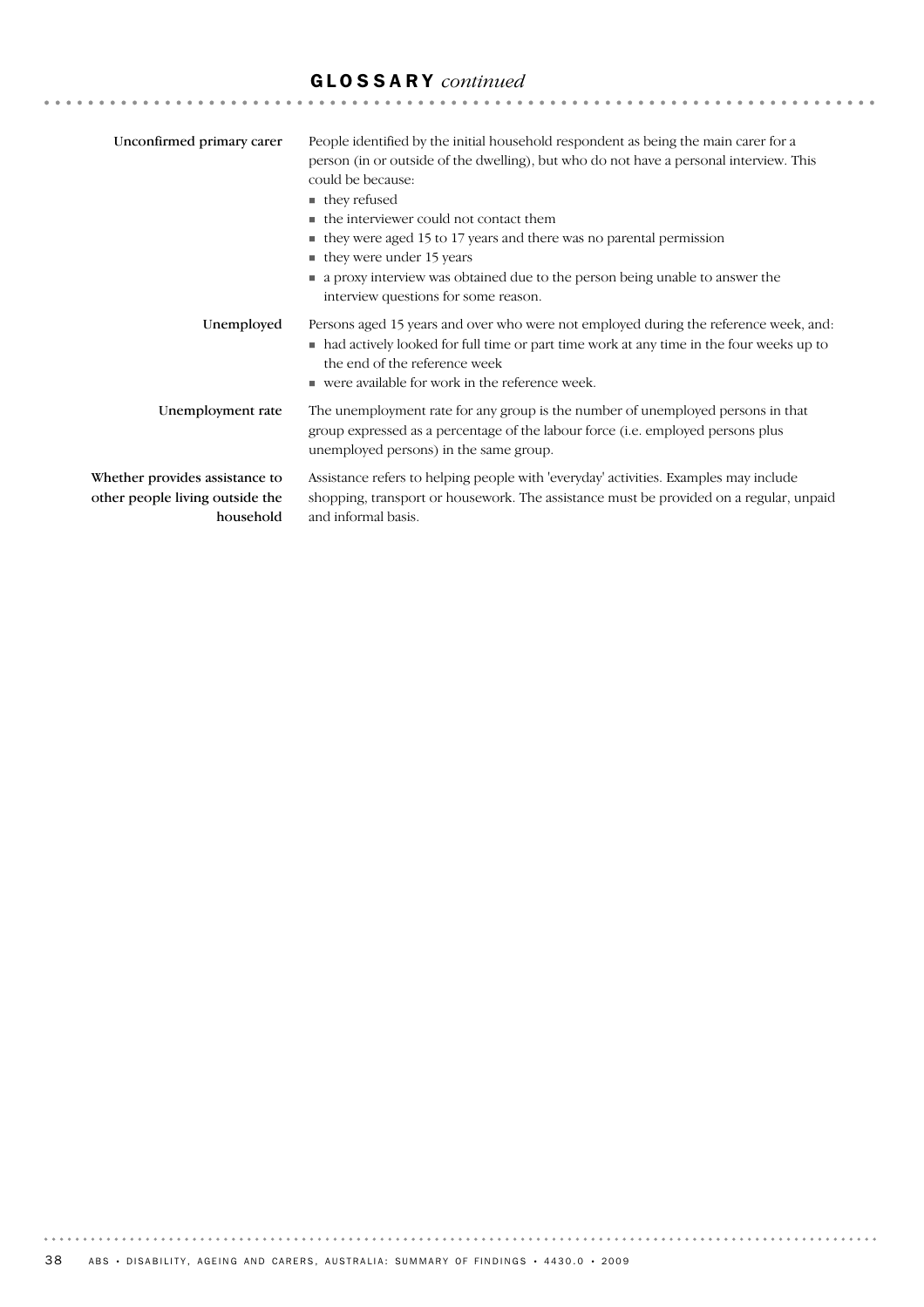## GLOSSARY *continued*

**Unconfirmed primary carer**

People identified by the initial household respondent as being the main carer for a person (in or outside of the dwelling), but who do not have a personal interview. This could be because:

- they refused
- the interviewer could not contact them
- they were aged 15 to 17 years and there was no parental permission
- they were under 15 years
- a proxy interview was obtained due to the person being unable to answer the interview questions for some reason.

**Unemployed**

Persons aged 15 years and over who were not employed during the reference week, and:

- had actively looked for full time or part time work at any time in the four weeks up to the end of the reference week
- were available for work in the reference week.

**Unemployment rate**

The unemployment rate for any group is the number of unemployed persons in that group expressed as a percentage of the labour force (i.e. employed persons plus unemployed persons) in the same group.

**Whether provides assistance to other people living outside the household**

Assistance refers to helping people with 'everyday' activities. Examples may include shopping, transport or housework. The assistance must be provided on a regular, unpaid and informal basis.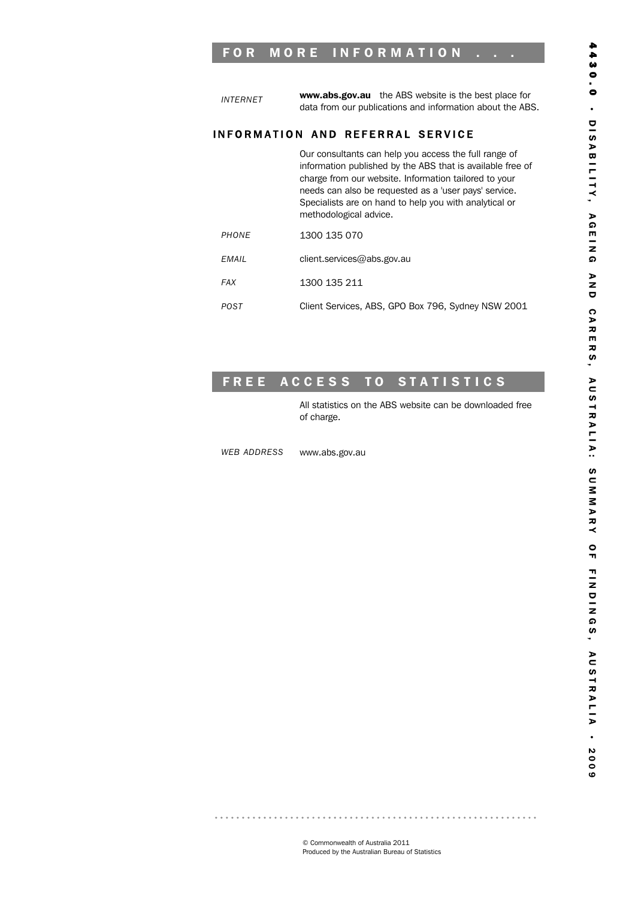## FOR MORE INFORMATION . . .

*INTERNET* **www.abs.gov.au** the ABS website is the best place for data from our publications and information about the ABS.

### INFORMATION AND REFERRAL SERVICE

Our consultants can help you access the full range of information published by the ABS that is available free of charge from our website. Information tailored to your needs can also be requested as a 'user pays' service. Specialists are on hand to help you with analytical or methodological advice.

*PHONE* 1300 135 070

*EMAIL* client.services@abs.gov.au

*FAX* 1300 135 211

*POST* Client Services, ABS, GPO Box 796, Sydney NSW 2001

## FREE ACCESS TO STATISTICS

All statistics on the ABS website can be downloaded free of charge.

*WEB ADDRESS* www.abs.gov.au

© Commonwealth of Australia 2011
Produced by the Australian Bureau of Statistics